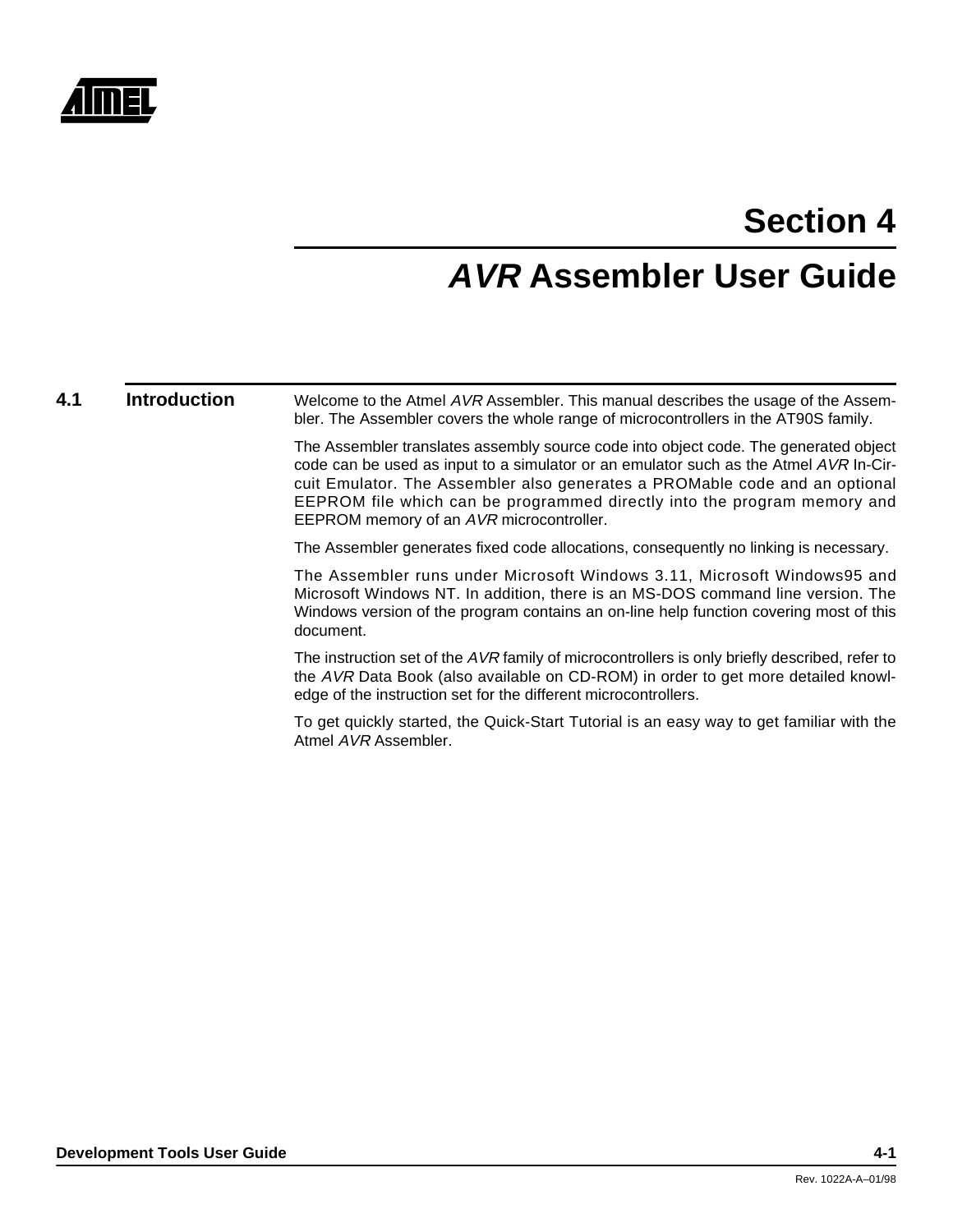# Section 4

# *AVR* Assembler User Guide

## 4.1 Introduction

Welcome to the Atmel *AVR* Assembler. This manual describes the usage of the Assembler. The Assembler covers the whole range of microcontrollers in the AT90S family.

The Assembler translates assembly source code into object code. The generated object code can be used as input to a simulator or an emulator such as the Atmel *AVR* In-Circuit Emulator. The Assembler also generates a PROMable code and an optional EEPROM file which can be programmed directly into the program memory and EEPROM memory of an *AVR* microcontroller.

The Assembler generates fixed code allocations, consequently no linking is necessary.

The Assembler runs under Microsoft Windows 3.11, Microsoft Windows95 and Microsoft Windows NT. In addition, there is an MS-DOS command line version. The Windows version of the program contains an on-line help function covering most of this document.

The instruction set of the *AVR* family of microcontrollers is only briefly described, refer to the *AVR* Data Book (also available on CD-ROM) in order to get more detailed knowledge of the instruction set for the different microcontrollers.

To get quickly started, the Quick-Start Tutorial is an easy way to get familiar with the Atmel *AVR* Assembler.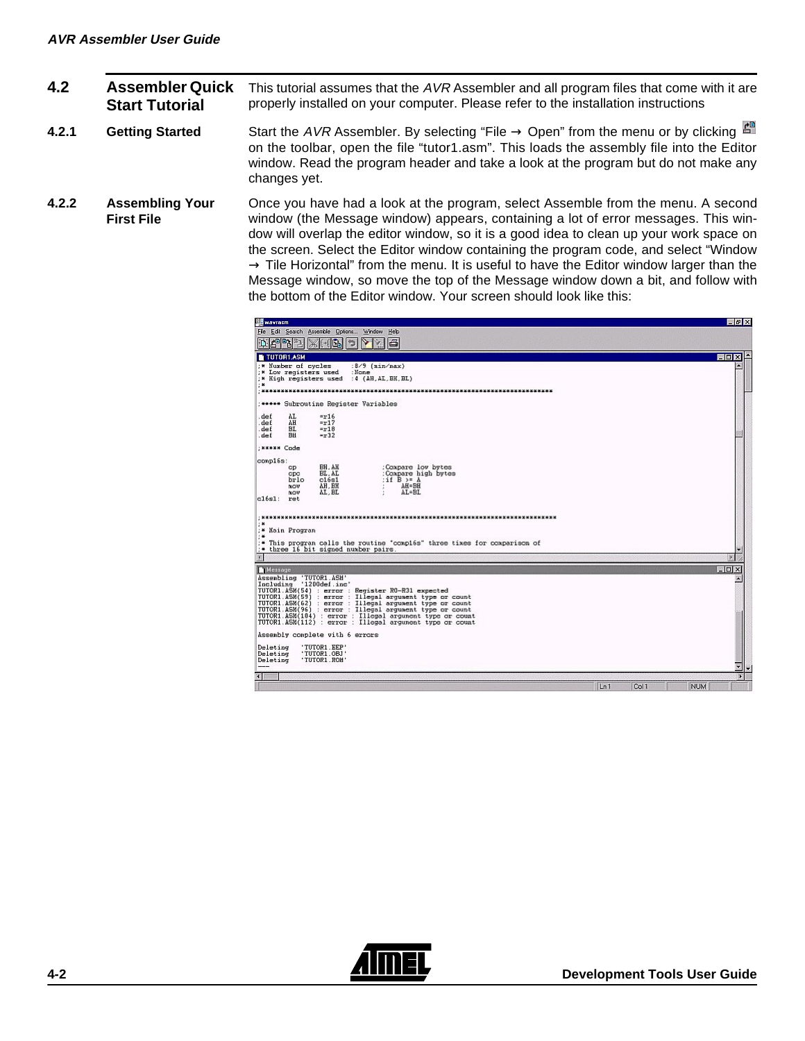## 4.2 Assembler Quick Start Tutorial

This tutorial assumes that the *AVR* Assembler and all program files that come with it are properly installed on your computer. Please refer to the installation instructions

### 4.2.1 Getting Started

Start the *AVR* Assembler. By selecting "File → Open" from the menu or by clicking on the toolbar, open the file "tutor1.asm". This loads the assembly file into the Editor window. Read the program header and take a look at the program but do not make any changes yet.

### 4.2.2 Assembling Your First File

Once you have had a look at the program, select Assemble from the menu. A second window (the Message window) appears, containing a lot of error messages. This window will overlap the editor window, so it is a good idea to clean up your work space on the screen. Select the Editor window containing the program code, and select "Window → Tile Horizontal" from the menu. It is useful to have the Editor window larger than the Message window, so move the top of the Message window down a bit, and follow with the bottom of the Editor window. Your screen should look like this: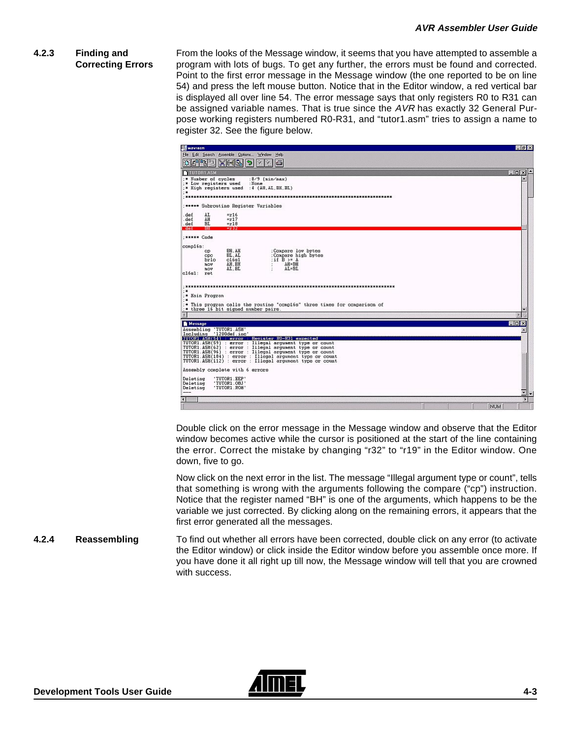### 4.2.3 Finding and Correcting Errors

From the looks of the Message window, it seems that you have attempted to assemble a program with lots of bugs. To get any further, the errors must be found and corrected. Point to the first error message in the Message window (the one reported to be on line 54) and press the left mouse button. Notice that in the Editor window, a red vertical bar is displayed all over line 54. The error message says that only registers R0 to R31 can be assigned variable names. That is true since the *AVR* has exactly 32 General Purpose working registers numbered R0-R31, and “tutor1.asm” tries to assign a name to register 32. See the figure below.

Double click on the error message in the Message window and observe that the Editor window becomes active while the cursor is positioned at the start of the line containing the error. Correct the mistake by changing “r32” to “r19” in the Editor window. One down, five to go.

Now click on the next error in the list. The message “Illegal argument type or count”, tells that something is wrong with the arguments following the compare (“cp”) instruction. Notice that the register named “BH” is one of the arguments, which happens to be the variable we just corrected. By clicking along on the remaining errors, it appears that the first error generated all the messages.

### 4.2.4 Reassembling

To find out whether all errors have been corrected, double click on any error (to activate the Editor window) or click inside the Editor window before you assemble once more. If you have done it all right up till now, the Message window will tell that you are crowned with success.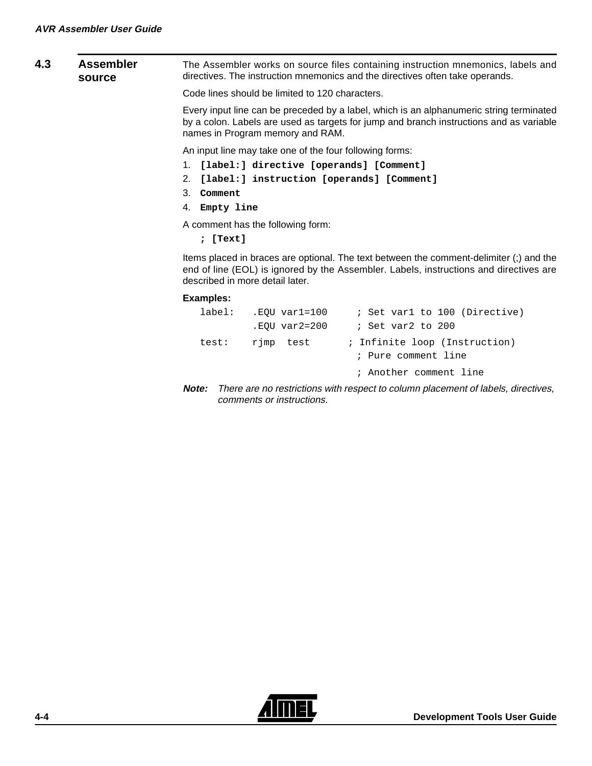## 4.3 Assembler source

The Assembler works on source files containing instruction mnemonics, labels and directives. The instruction mnemonics and the directives often take operands.

Code lines should be limited to 120 characters.

Every input line can be preceded by a label, which is an alphanumeric string terminated by a colon. Labels are used as targets for jump and branch instructions and as variable names in Program memory and RAM.

An input line may take one of the four following forms:

1. **`[label:] directive [operands] [Comment]`**
2. **`[label:] instruction [operands] [Comment]`**
3. **`Comment`**
4. **`Empty line`**

A comment has the following form:

**`; [Text]`**

Items placed in braces are optional. The text between the comment-delimiter (;) and the end of line (EOL) is ignored by the Assembler. Labels, instructions and directives are described in more detail later.

**Examples:**

```
label:   .EQU var1=100     ; Set var1 to 100 (Directive)
         .EQU var2=200     ; Set var2 to 200

test:    rjmp  test       ; Infinite loop (Instruction)
                           ; Pure comment line

                           ; Another comment line
```

***Note:*** *There are no restrictions with respect to column placement of labels, directives, comments or instructions.*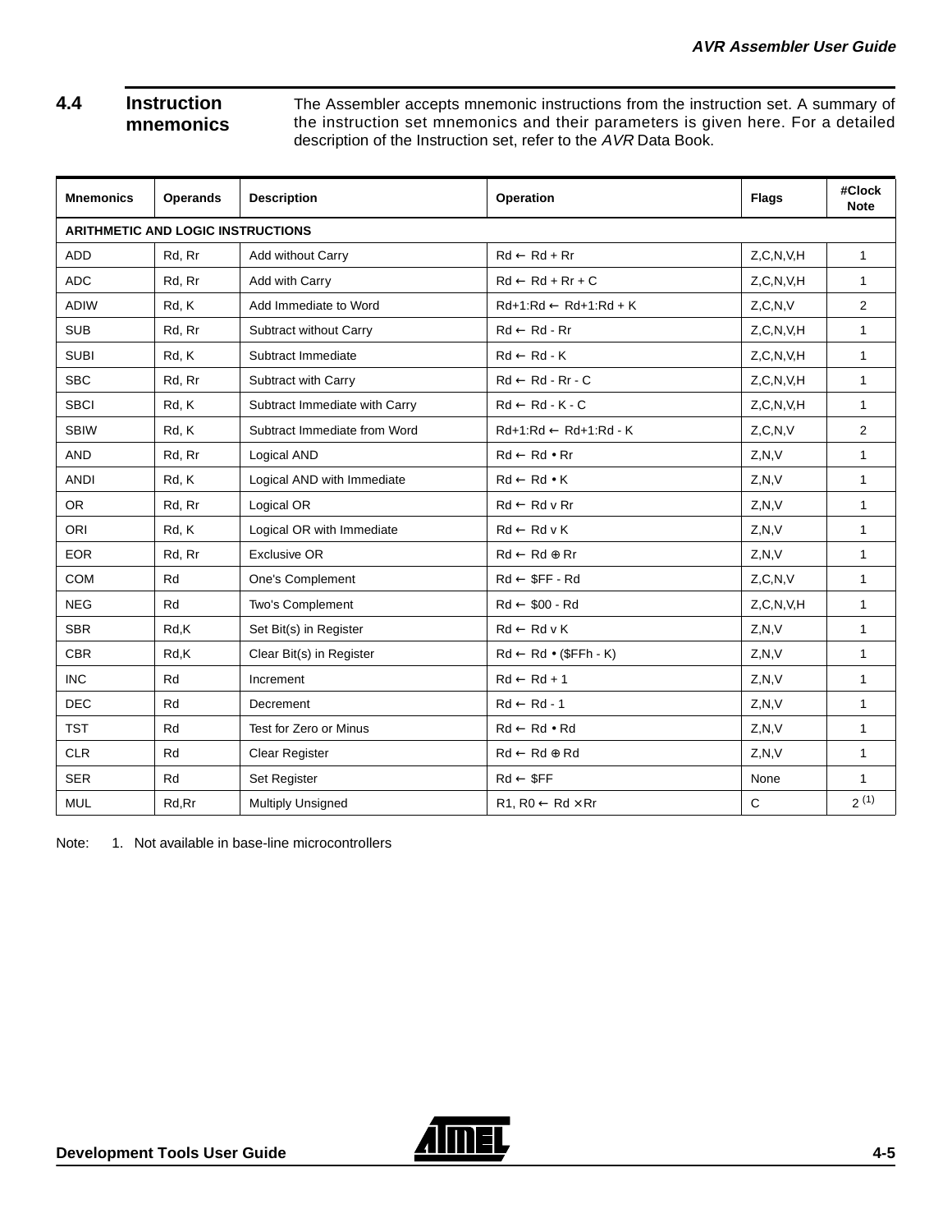## 4.4 Instruction mnemonics

The Assembler accepts mnemonic instructions from the instruction set. A summary of the instruction set mnemonics and their parameters is given here. For a detailed description of the Instruction set, refer to the *AVR* Data Book.

| Mnemonics | Operands | Description | Operation | Flags | #Clock Note |
|---|---|---|---|---|---|
| **ARITHMETIC AND LOGIC INSTRUCTIONS** | | | | | |
| ADD | Rd, Rr | Add without Carry | Rd ← Rd + Rr | Z,C,N,V,H | 1 |
| ADC | Rd, Rr | Add with Carry | Rd ← Rd + Rr + C | Z,C,N,V,H | 1 |
| ADIW | Rd, K | Add Immediate to Word | Rd+1:Rd ← Rd+1:Rd + K | Z,C,N,V | 2 |
| SUB | Rd, Rr | Subtract without Carry | Rd ← Rd - Rr | Z,C,N,V,H | 1 |
| SUBI | Rd, K | Subtract Immediate | Rd ← Rd - K | Z,C,N,V,H | 1 |
| SBC | Rd, Rr | Subtract with Carry | Rd ← Rd - Rr - C | Z,C,N,V,H | 1 |
| SBCI | Rd, K | Subtract Immediate with Carry | Rd ← Rd - K - C | Z,C,N,V,H | 1 |
| SBIW | Rd, K | Subtract Immediate from Word | Rd+1:Rd ← Rd+1:Rd - K | Z,C,N,V | 2 |
| AND | Rd, Rr | Logical AND | Rd ← Rd • Rr | Z,N,V | 1 |
| ANDI | Rd, K | Logical AND with Immediate | Rd ← Rd • K | Z,N,V | 1 |
| OR | Rd, Rr | Logical OR | Rd ← Rd v Rr | Z,N,V | 1 |
| ORI | Rd, K | Logical OR with Immediate | Rd ← Rd v K | Z,N,V | 1 |
| EOR | Rd, Rr | Exclusive OR | Rd ← Rd ⊕ Rr | Z,N,V | 1 |
| COM | Rd | One's Complement | Rd ← $FF - Rd | Z,C,N,V | 1 |
| NEG | Rd | Two's Complement | Rd ← $00 - Rd | Z,C,N,V,H | 1 |
| SBR | Rd,K | Set Bit(s) in Register | Rd ← Rd v K | Z,N,V | 1 |
| CBR | Rd,K | Clear Bit(s) in Register | Rd ← Rd • ($FFh - K) | Z,N,V | 1 |
| INC | Rd | Increment | Rd ← Rd + 1 | Z,N,V | 1 |
| DEC | Rd | Decrement | Rd ← Rd - 1 | Z,N,V | 1 |
| TST | Rd | Test for Zero or Minus | Rd ← Rd • Rd | Z,N,V | 1 |
| CLR | Rd | Clear Register | Rd ← Rd ⊕ Rd | Z,N,V | 1 |
| SER | Rd | Set Register | Rd ← $FF | None | 1 |
| MUL | Rd,Rr | Multiply Unsigned | R1, R0 ← Rd × Rr | C | 2 (1) |

Note: 1. Not available in base-line microcontrollers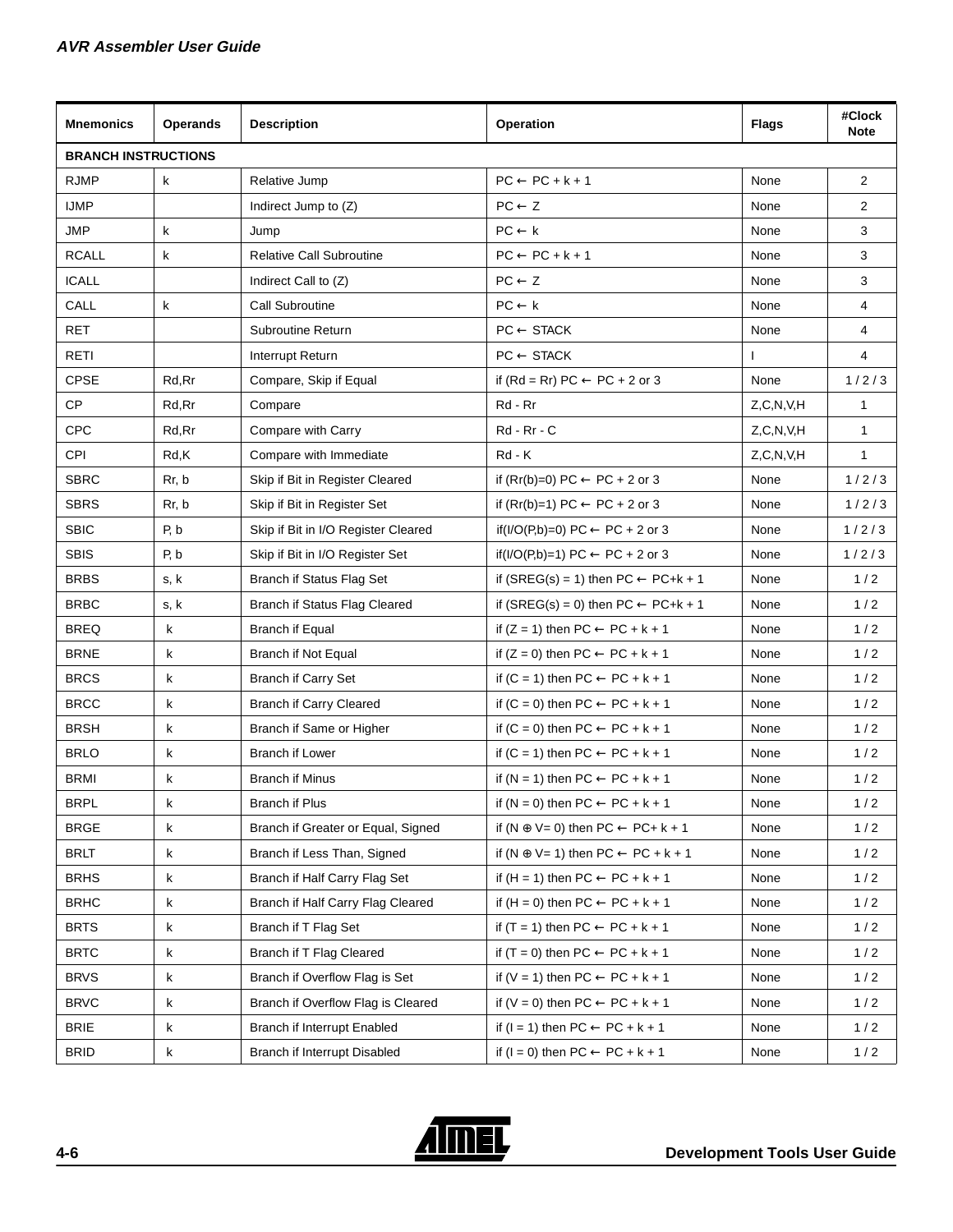| Mnemonics | Operands | Description | Operation | Flags | #Clock Note |
|---|---|---|---|---|---|
| **BRANCH INSTRUCTIONS** | | | | | |
| RJMP | k | Relative Jump | PC ← PC + k + 1 | None | 2 |
| IJMP | | Indirect Jump to (Z) | PC ← Z | None | 2 |
| JMP | k | Jump | PC ← k | None | 3 |
| RCALL | k | Relative Call Subroutine | PC ← PC + k + 1 | None | 3 |
| ICALL | | Indirect Call to (Z) | PC ← Z | None | 3 |
| CALL | k | Call Subroutine | PC ← k | None | 4 |
| RET | | Subroutine Return | PC ← STACK | None | 4 |
| RETI | | Interrupt Return | PC ← STACK | I | 4 |
| CPSE | Rd,Rr | Compare, Skip if Equal | if (Rd = Rr) PC ← PC + 2 or 3 | None | 1 / 2 / 3 |
| CP | Rd,Rr | Compare | Rd - Rr | Z,C,N,V,H | 1 |
| CPC | Rd,Rr | Compare with Carry | Rd - Rr - C | Z,C,N,V,H | 1 |
| CPI | Rd,K | Compare with Immediate | Rd - K | Z,C,N,V,H | 1 |
| SBRC | Rr, b | Skip if Bit in Register Cleared | if (Rr(b)=0) PC ← PC + 2 or 3 | None | 1 / 2 / 3 |
| SBRS | Rr, b | Skip if Bit in Register Set | if (Rr(b)=1) PC ← PC + 2 or 3 | None | 1 / 2 / 3 |
| SBIC | P, b | Skip if Bit in I/O Register Cleared | if(I/O(P,b)=0) PC ← PC + 2 or 3 | None | 1 / 2 / 3 |
| SBIS | P, b | Skip if Bit in I/O Register Set | if(I/O(P,b)=1) PC ← PC + 2 or 3 | None | 1 / 2 / 3 |
| BRBS | s, k | Branch if Status Flag Set | if (SREG(s) = 1) then PC ← PC+k + 1 | None | 1 / 2 |
| BRBC | s, k | Branch if Status Flag Cleared | if (SREG(s) = 0) then PC ← PC+k + 1 | None | 1 / 2 |
| BREQ | k | Branch if Equal | if (Z = 1) then PC ← PC + k + 1 | None | 1 / 2 |
| BRNE | k | Branch if Not Equal | if (Z = 0) then PC ← PC + k + 1 | None | 1 / 2 |
| BRCS | k | Branch if Carry Set | if (C = 1) then PC ← PC + k + 1 | None | 1 / 2 |
| BRCC | k | Branch if Carry Cleared | if (C = 0) then PC ← PC + k + 1 | None | 1 / 2 |
| BRSH | k | Branch if Same or Higher | if (C = 0) then PC ← PC + k + 1 | None | 1 / 2 |
| BRLO | k | Branch if Lower | if (C = 1) then PC ← PC + k + 1 | None | 1 / 2 |
| BRMI | k | Branch if Minus | if (N = 1) then PC ← PC + k + 1 | None | 1 / 2 |
| BRPL | k | Branch if Plus | if (N = 0) then PC ← PC + k + 1 | None | 1 / 2 |
| BRGE | k | Branch if Greater or Equal, Signed | if (N ⊕ V= 0) then PC ← PC+ k + 1 | None | 1 / 2 |
| BRLT | k | Branch if Less Than, Signed | if (N ⊕ V= 1) then PC ← PC + k + 1 | None | 1 / 2 |
| BRHS | k | Branch if Half Carry Flag Set | if (H = 1) then PC ← PC + k + 1 | None | 1 / 2 |
| BRHC | k | Branch if Half Carry Flag Cleared | if (H = 0) then PC ← PC + k + 1 | None | 1 / 2 |
| BRTS | k | Branch if T Flag Set | if (T = 1) then PC ← PC + k + 1 | None | 1 / 2 |
| BRTC | k | Branch if T Flag Cleared | if (T = 0) then PC ← PC + k + 1 | None | 1 / 2 |
| BRVS | k | Branch if Overflow Flag is Set | if (V = 1) then PC ← PC + k + 1 | None | 1 / 2 |
| BRVC | k | Branch if Overflow Flag is Cleared | if (V = 0) then PC ← PC + k + 1 | None | 1 / 2 |
| BRIE | k | Branch if Interrupt Enabled | if (I = 1) then PC ← PC + k + 1 | None | 1 / 2 |
| BRID | k | Branch if Interrupt Disabled | if (I = 0) then PC ← PC + k + 1 | None | 1 / 2 |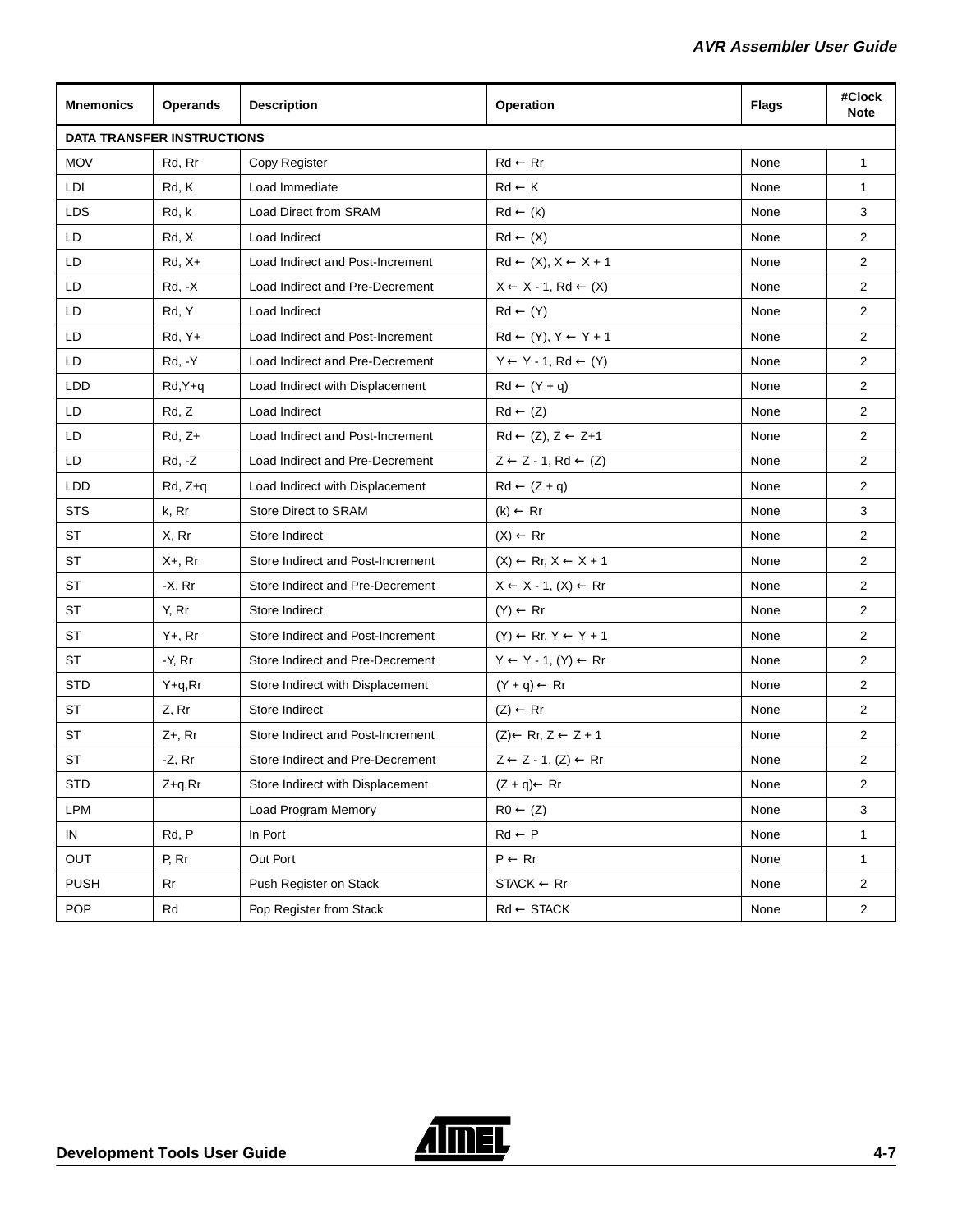| Mnemonics | Operands | Description | Operation | Flags | #Clock Note |
|---|---|---|---|---|---|
| **DATA TRANSFER INSTRUCTIONS** | | | | | |
| MOV | Rd, Rr | Copy Register | Rd ← Rr | None | 1 |
| LDI | Rd, K | Load Immediate | Rd ← K | None | 1 |
| LDS | Rd, k | Load Direct from SRAM | Rd ← (k) | None | 3 |
| LD | Rd, X | Load Indirect | Rd ← (X) | None | 2 |
| LD | Rd, X+ | Load Indirect and Post-Increment | Rd ← (X), X ← X + 1 | None | 2 |
| LD | Rd, -X | Load Indirect and Pre-Decrement | X ← X - 1, Rd ← (X) | None | 2 |
| LD | Rd, Y | Load Indirect | Rd ← (Y) | None | 2 |
| LD | Rd, Y+ | Load Indirect and Post-Increment | Rd ← (Y), Y ← Y + 1 | None | 2 |
| LD | Rd, -Y | Load Indirect and Pre-Decrement | Y ← Y - 1, Rd ← (Y) | None | 2 |
| LDD | Rd,Y+q | Load Indirect with Displacement | Rd ← (Y + q) | None | 2 |
| LD | Rd, Z | Load Indirect | Rd ← (Z) | None | 2 |
| LD | Rd, Z+ | Load Indirect and Post-Increment | Rd ← (Z), Z ← Z+1 | None | 2 |
| LD | Rd, -Z | Load Indirect and Pre-Decrement | Z ← Z - 1, Rd ← (Z) | None | 2 |
| LDD | Rd, Z+q | Load Indirect with Displacement | Rd ← (Z + q) | None | 2 |
| STS | k, Rr | Store Direct to SRAM | (k) ← Rr | None | 3 |
| ST | X, Rr | Store Indirect | (X) ← Rr | None | 2 |
| ST | X+, Rr | Store Indirect and Post-Increment | (X) ← Rr, X ← X + 1 | None | 2 |
| ST | -X, Rr | Store Indirect and Pre-Decrement | X ← X - 1, (X) ← Rr | None | 2 |
| ST | Y, Rr | Store Indirect | (Y) ← Rr | None | 2 |
| ST | Y+, Rr | Store Indirect and Post-Increment | (Y) ← Rr, Y ← Y + 1 | None | 2 |
| ST | -Y, Rr | Store Indirect and Pre-Decrement | Y ← Y - 1, (Y) ← Rr | None | 2 |
| STD | Y+q,Rr | Store Indirect with Displacement | (Y + q) ← Rr | None | 2 |
| ST | Z, Rr | Store Indirect | (Z) ← Rr | None | 2 |
| ST | Z+, Rr | Store Indirect and Post-Increment | (Z)← Rr, Z ← Z + 1 | None | 2 |
| ST | -Z, Rr | Store Indirect and Pre-Decrement | Z ← Z - 1, (Z) ← Rr | None | 2 |
| STD | Z+q,Rr | Store Indirect with Displacement | (Z + q)← Rr | None | 2 |
| LPM | | Load Program Memory | R0 ← (Z) | None | 3 |
| IN | Rd, P | In Port | Rd ← P | None | 1 |
| OUT | P, Rr | Out Port | P ← Rr | None | 1 |
| PUSH | Rr | Push Register on Stack | STACK ← Rr | None | 2 |
| POP | Rd | Pop Register from Stack | Rd ← STACK | None | 2 |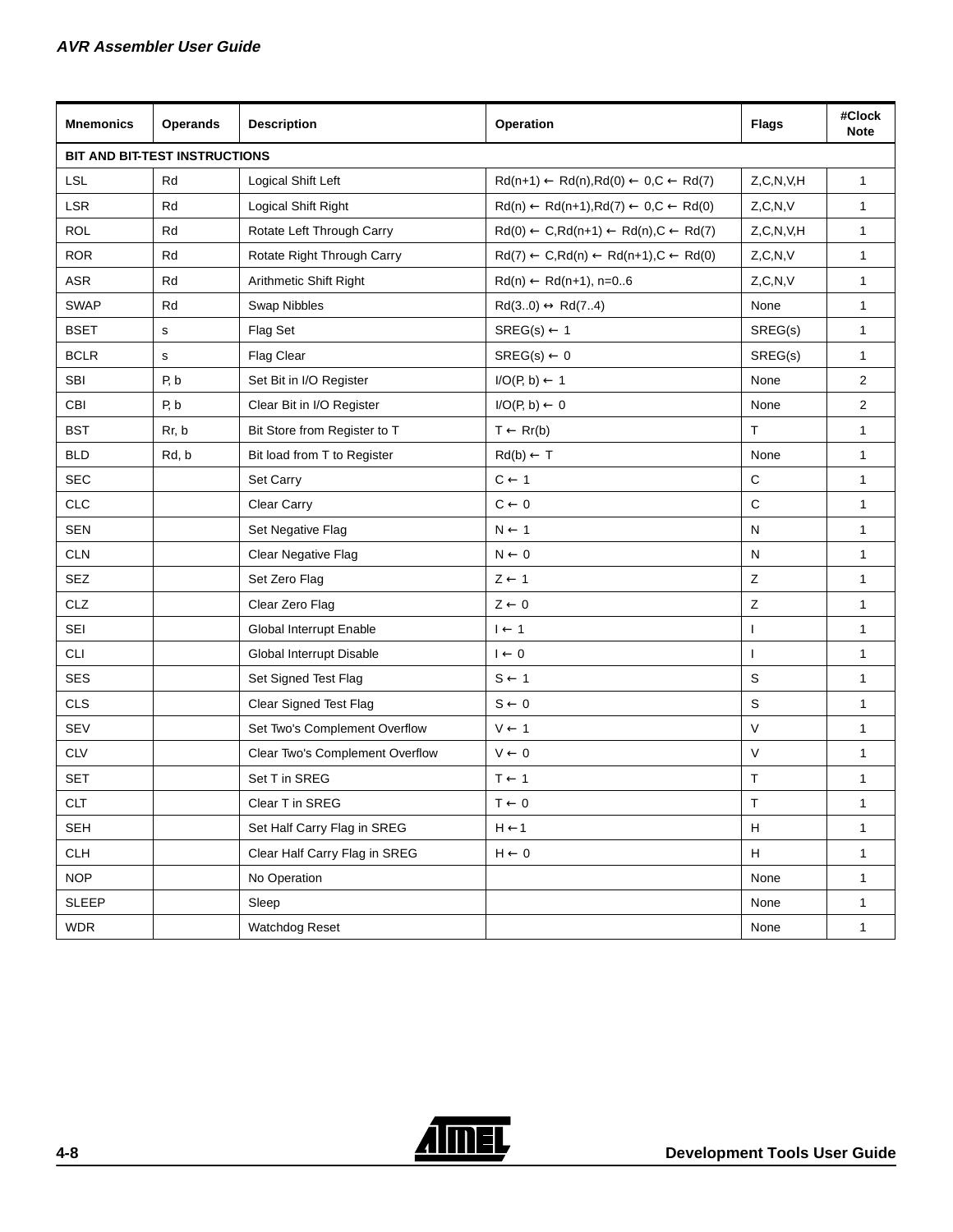| Mnemonics | Operands | Description | Operation | Flags | #Clock Note |
|---|---|---|---|---|---|
| **BIT AND BIT-TEST INSTRUCTIONS** | | | | | |
| LSL | Rd | Logical Shift Left | Rd(n+1) ← Rd(n),Rd(0) ← 0,C ← Rd(7) | Z,C,N,V,H | 1 |
| LSR | Rd | Logical Shift Right | Rd(n) ← Rd(n+1),Rd(7) ← 0,C ← Rd(0) | Z,C,N,V | 1 |
| ROL | Rd | Rotate Left Through Carry | Rd(0) ← C,Rd(n+1) ← Rd(n),C ← Rd(7) | Z,C,N,V,H | 1 |
| ROR | Rd | Rotate Right Through Carry | Rd(7) ← C,Rd(n) ← Rd(n+1),C ← Rd(0) | Z,C,N,V | 1 |
| ASR | Rd | Arithmetic Shift Right | Rd(n) ← Rd(n+1), n=0..6 | Z,C,N,V | 1 |
| SWAP | Rd | Swap Nibbles | Rd(3..0) ↔ Rd(7..4) | None | 1 |
| BSET | s | Flag Set | SREG(s) ← 1 | SREG(s) | 1 |
| BCLR | s | Flag Clear | SREG(s) ← 0 | SREG(s) | 1 |
| SBI | P, b | Set Bit in I/O Register | I/O(P, b) ← 1 | None | 2 |
| CBI | P, b | Clear Bit in I/O Register | I/O(P, b) ← 0 | None | 2 |
| BST | Rr, b | Bit Store from Register to T | T ← Rr(b) | T | 1 |
| BLD | Rd, b | Bit load from T to Register | Rd(b) ← T | None | 1 |
| SEC | | Set Carry | C ← 1 | C | 1 |
| CLC | | Clear Carry | C ← 0 | C | 1 |
| SEN | | Set Negative Flag | N ← 1 | N | 1 |
| CLN | | Clear Negative Flag | N ← 0 | N | 1 |
| SEZ | | Set Zero Flag | Z ← 1 | Z | 1 |
| CLZ | | Clear Zero Flag | Z ← 0 | Z | 1 |
| SEI | | Global Interrupt Enable | I ← 1 | I | 1 |
| CLI | | Global Interrupt Disable | I ← 0 | I | 1 |
| SES | | Set Signed Test Flag | S ← 1 | S | 1 |
| CLS | | Clear Signed Test Flag | S ← 0 | S | 1 |
| SEV | | Set Two's Complement Overflow | V ← 1 | V | 1 |
| CLV | | Clear Two's Complement Overflow | V ← 0 | V | 1 |
| SET | | Set T in SREG | T ← 1 | T | 1 |
| CLT | | Clear T in SREG | T ← 0 | T | 1 |
| SEH | | Set Half Carry Flag in SREG | H ← 1 | H | 1 |
| CLH | | Clear Half Carry Flag in SREG | H ← 0 | H | 1 |
| NOP | | No Operation | | None | 1 |
| SLEEP | | Sleep | | None | 1 |
| WDR | | Watchdog Reset | | None | 1 |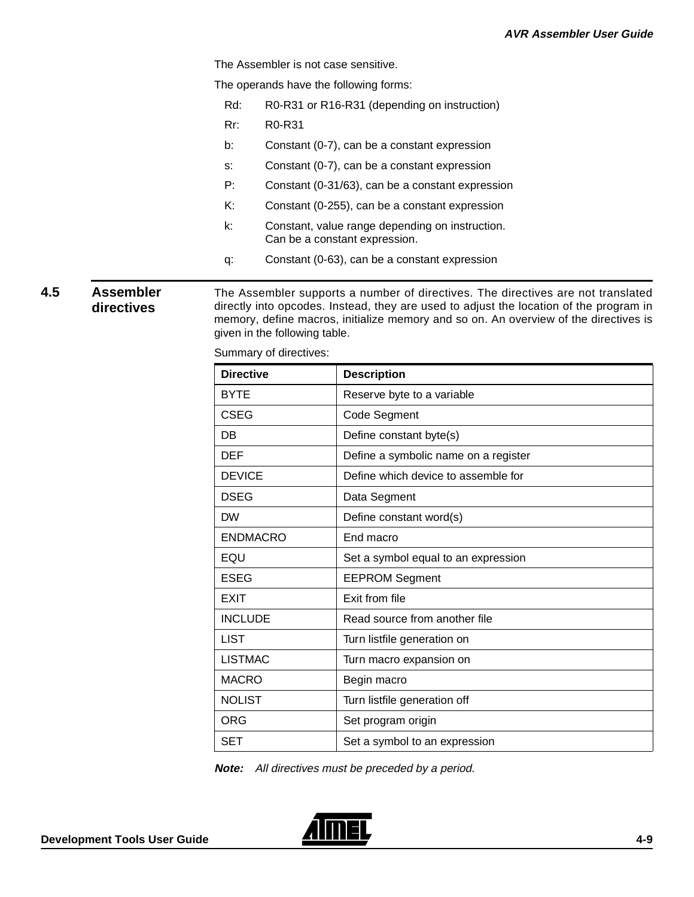The Assembler is not case sensitive.

The operands have the following forms:

| | |
|---|---|
| Rd: | R0-R31 or R16-R31 (depending on instruction) |
| Rr: | R0-R31 |
| b: | Constant (0-7), can be a constant expression |
| s: | Constant (0-7), can be a constant expression |
| P: | Constant (0-31/63), can be a constant expression |
| K: | Constant (0-255), can be a constant expression |
| k: | Constant, value range depending on instruction. Can be a constant expression. |
| q: | Constant (0-63), can be a constant expression |

## 4.5 Assembler directives

The Assembler supports a number of directives. The directives are not translated directly into opcodes. Instead, they are used to adjust the location of the program in memory, define macros, initialize memory and so on. An overview of the directives is given in the following table.

Summary of directives:

| Directive | Description |
|---|---|
| BYTE | Reserve byte to a variable |
| CSEG | Code Segment |
| DB | Define constant byte(s) |
| DEF | Define a symbolic name on a register |
| DEVICE | Define which device to assemble for |
| DSEG | Data Segment |
| DW | Define constant word(s) |
| ENDMACRO | End macro |
| EQU | Set a symbol equal to an expression |
| ESEG | EEPROM Segment |
| EXIT | Exit from file |
| INCLUDE | Read source from another file |
| LIST | Turn listfile generation on |
| LISTMAC | Turn macro expansion on |
| MACRO | Begin macro |
| NOLIST | Turn listfile generation off |
| ORG | Set program origin |
| SET | Set a symbol to an expression |

***Note:*** *All directives must be preceded by a period.*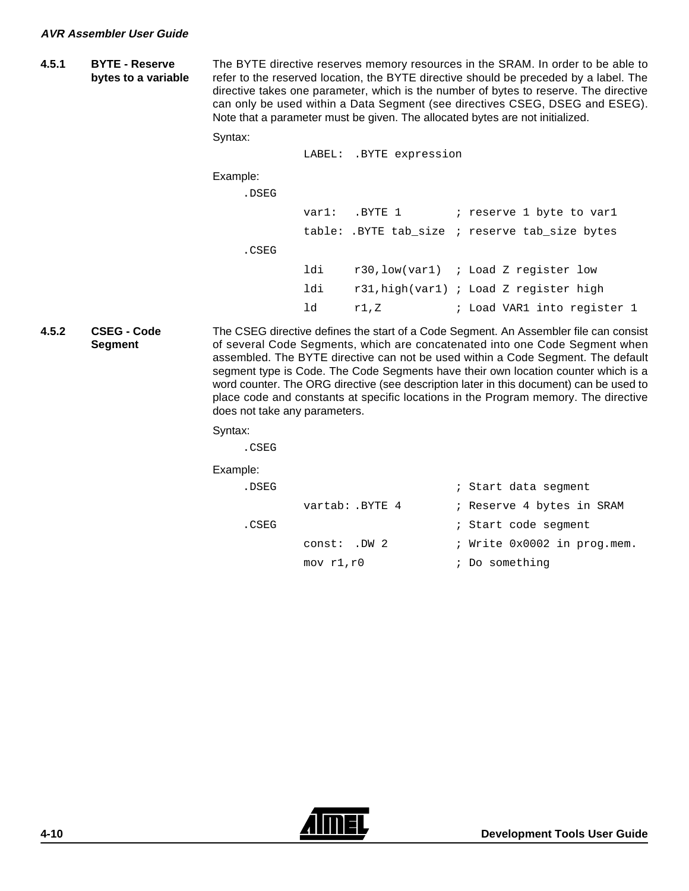### 4.5.1 BYTE - Reserve bytes to a variable

The BYTE directive reserves memory resources in the SRAM. In order to be able to refer to the reserved location, the BYTE directive should be preceded by a label. The directive takes one parameter, which is the number of bytes to reserve. The directive can only be used within a Data Segment (see directives CSEG, DSEG and ESEG). Note that a parameter must be given. The allocated bytes are not initialized.

Syntax:

```
LABEL:  .BYTE expression
```

Example:

```
.DSEG
        var1:   .BYTE 1        ; reserve 1 byte to var1
        table: .BYTE tab_size  ; reserve tab_size bytes
.CSEG
        ldi     r30,low(var1)  ; Load Z register low
        ldi     r31,high(var1) ; Load Z register high
        ld      r1,Z           ; Load VAR1 into register 1
```

### 4.5.2 CSEG - Code Segment

The CSEG directive defines the start of a Code Segment. An Assembler file can consist of several Code Segments, which are concatenated into one Code Segment when assembled. The BYTE directive can not be used within a Code Segment. The default segment type is Code. The Code Segments have their own location counter which is a word counter. The ORG directive (see description later in this document) can be used to place code and constants at specific locations in the Program memory. The directive does not take any parameters.

Syntax:

```
.CSEG
```

Example:

```
.DSEG                          ; Start data segment
        vartab: .BYTE 4        ; Reserve 4 bytes in SRAM
.CSEG                          ; Start code segment
        const:  .DW 2          ; Write 0x0002 in prog.mem.
        mov r1,r0              ; Do something
```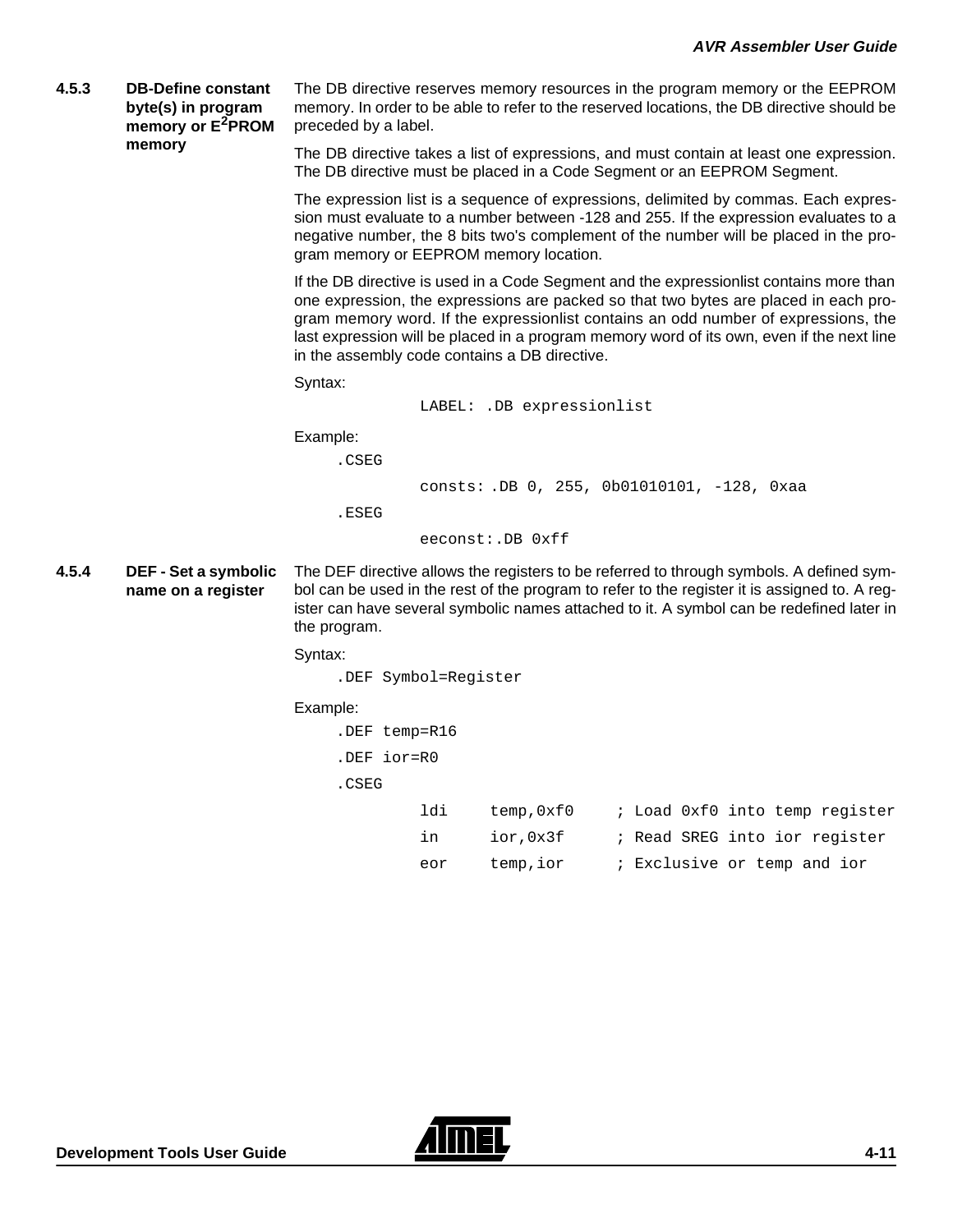### 4.5.3 DB-Define constant byte(s) in program memory or $E^2$PROM memory

The DB directive reserves memory resources in the program memory or the EEPROM memory. In order to be able to refer to the reserved locations, the DB directive should be preceded by a label.

The DB directive takes a list of expressions, and must contain at least one expression. The DB directive must be placed in a Code Segment or an EEPROM Segment.

The expression list is a sequence of expressions, delimited by commas. Each expression must evaluate to a number between -128 and 255. If the expression evaluates to a negative number, the 8 bits two's complement of the number will be placed in the program memory or EEPROM memory location.

If the DB directive is used in a Code Segment and the expressionlist contains more than one expression, the expressions are packed so that two bytes are placed in each program memory word. If the expressionlist contains an odd number of expressions, the last expression will be placed in a program memory word of its own, even if the next line in the assembly code contains a DB directive.

Syntax:

```
        LABEL: .DB expressionlist
```

Example:

```
.CSEG
        consts: .DB 0, 255, 0b01010101, -128, 0xaa
.ESEG
        eeconst:.DB 0xff
```

### 4.5.4 DEF - Set a symbolic name on a register

The DEF directive allows the registers to be referred to through symbols. A defined symbol can be used in the rest of the program to refer to the register it is assigned to. A register can have several symbolic names attached to it. A symbol can be redefined later in the program.

Syntax:

```
.DEF Symbol=Register
```

Example:

```
.DEF temp=R16
.DEF ior=R0
.CSEG
        ldi     temp,0xf0     ; Load 0xf0 into temp register
        in      ior,0x3f      ; Read SREG into ior register
        eor     temp,ior      ; Exclusive or temp and ior
```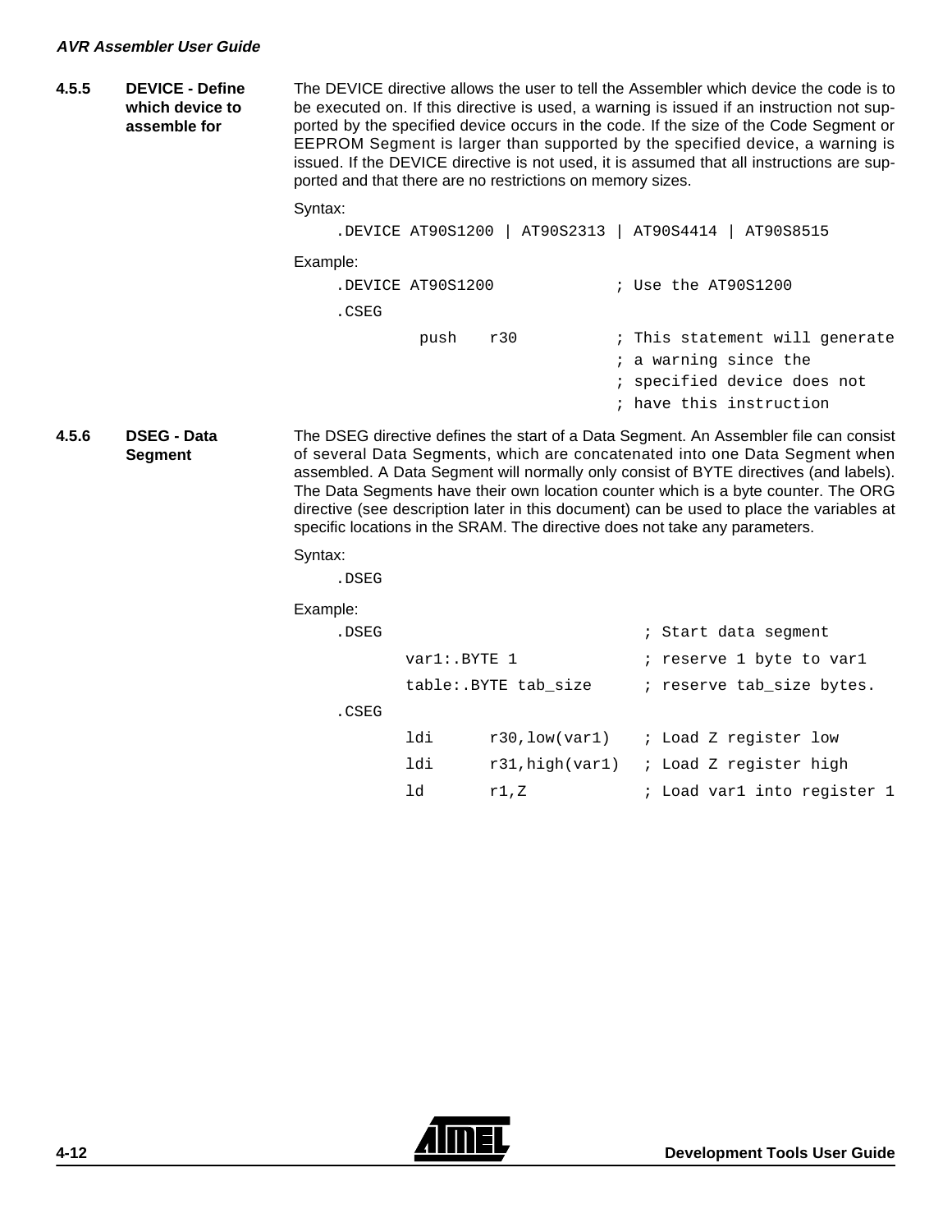### 4.5.5 DEVICE - Define which device to assemble for

The DEVICE directive allows the user to tell the Assembler which device the code is to be executed on. If this directive is used, a warning is issued if an instruction not supported by the specified device occurs in the code. If the size of the Code Segment or EEPROM Segment is larger than supported by the specified device, a warning is issued. If the DEVICE directive is not used, it is assumed that all instructions are supported and that there are no restrictions on memory sizes.

Syntax:

```
.DEVICE AT90S1200 | AT90S2313 | AT90S4414 | AT90S8515
```

Example:

```
.DEVICE AT90S1200              ; Use the AT90S1200
.CSEG
         push    r30           ; This statement will generate
                               ; a warning since the
                               ; specified device does not
                               ; have this instruction
```

### 4.5.6 DSEG - Data Segment

The DSEG directive defines the start of a Data Segment. An Assembler file can consist of several Data Segments, which are concatenated into one Data Segment when assembled. A Data Segment will normally only consist of BYTE directives (and labels). The Data Segments have their own location counter which is a byte counter. The ORG directive (see description later in this document) can be used to place the variables at specific locations in the SRAM. The directive does not take any parameters.

Syntax:

```
.DSEG
```

Example:

```
.DSEG                           ; Start data segment
       var1:.BYTE 1             ; reserve 1 byte to var1
       table:.BYTE tab_size     ; reserve tab_size bytes.
.CSEG
       ldi      r30,low(var1)   ; Load Z register low
       ldi      r31,high(var1)  ; Load Z register high
       ld       r1,Z            ; Load var1 into register 1
```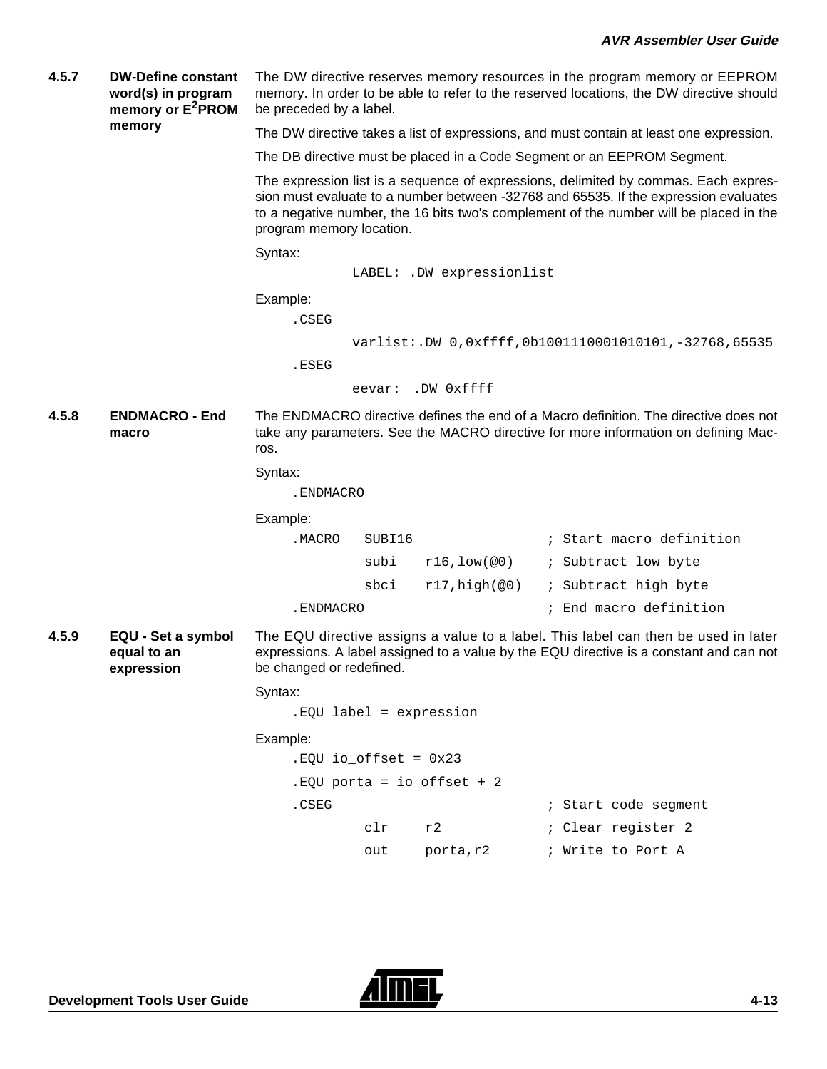### 4.5.7 DW-Define constant word(s) in program memory or E$^2$PROM memory

The DW directive reserves memory resources in the program memory or EEPROM memory. In order to be able to refer to the reserved locations, the DW directive should be preceded by a label.

The DW directive takes a list of expressions, and must contain at least one expression.

The DB directive must be placed in a Code Segment or an EEPROM Segment.

The expression list is a sequence of expressions, delimited by commas. Each expression must evaluate to a number between -32768 and 65535. If the expression evaluates to a negative number, the 16 bits two's complement of the number will be placed in the program memory location.

Syntax:

```
        LABEL: .DW expressionlist
```

Example:

```
.CSEG
        varlist:.DW 0,0xffff,0b1001110001010101,-32768,65535
.ESEG
        eevar:  .DW 0xffff
```

### 4.5.8 ENDMACRO - End macro

The ENDMACRO directive defines the end of a Macro definition. The directive does not take any parameters. See the MACRO directive for more information on defining Macros.

Syntax:

```
.ENDMACRO
```

Example:

```
.MACRO   SUBI16                ; Start macro definition
         subi   r16,low(@0)    ; Subtract low byte
         sbci   r17,high(@0)   ; Subtract high byte
.ENDMACRO                      ; End macro definition
```

### 4.5.9 EQU - Set a symbol equal to an expression

The EQU directive assigns a value to a label. This label can then be used in later expressions. A label assigned to a value by the EQU directive is a constant and can not be changed or redefined.

Syntax:

```
.EQU label = expression
```

Example:

```
.EQU io_offset = 0x23
.EQU porta = io_offset + 2
.CSEG                          ; Start code segment
         clr    r2             ; Clear register 2
         out    porta,r2       ; Write to Port A
```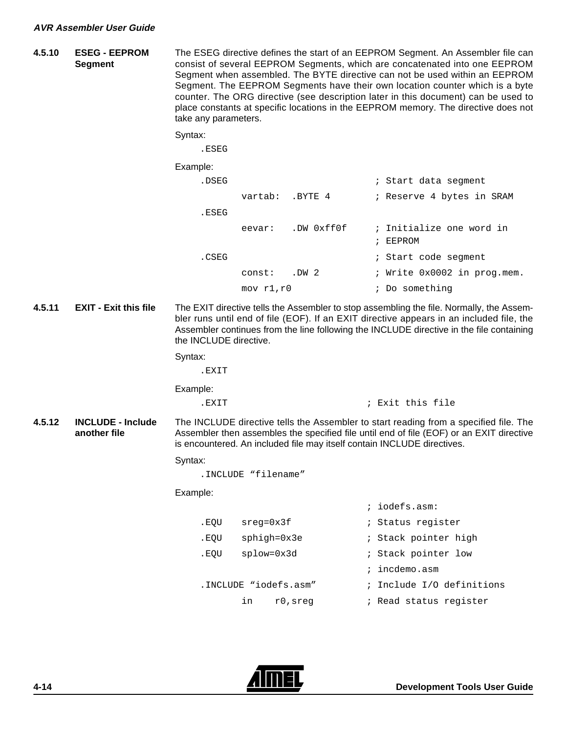### 4.5.10 ESEG - EEPROM Segment

The ESEG directive defines the start of an EEPROM Segment. An Assembler file can consist of several EEPROM Segments, which are concatenated into one EEPROM Segment when assembled. The BYTE directive can not be used within an EEPROM Segment. The EEPROM Segments have their own location counter which is a byte counter. The ORG directive (see description later in this document) can be used to place constants at specific locations in the EEPROM memory. The directive does not take any parameters.

Syntax:

```
.ESEG
```

Example:

```
.DSEG                          ; Start data segment
       vartab:  .BYTE 4        ; Reserve 4 bytes in SRAM
.ESEG
       eevar:   .DW 0xff0f     ; Initialize one word in
                               ; EEPROM
.CSEG                          ; Start code segment
       const:   .DW 2          ; Write 0x0002 in prog.mem.
       mov r1,r0               ; Do something
```

### 4.5.11 EXIT - Exit this file

The EXIT directive tells the Assembler to stop assembling the file. Normally, the Assembler runs until end of file (EOF). If an EXIT directive appears in an included file, the Assembler continues from the line following the INCLUDE directive in the file containing the INCLUDE directive.

Syntax:

```
.EXIT
```

Example:

```
.EXIT                          ; Exit this file
```

### 4.5.12 INCLUDE - Include another file

The INCLUDE directive tells the Assembler to start reading from a specified file. The Assembler then assembles the specified file until end of file (EOF) or an EXIT directive is encountered. An included file may itself contain INCLUDE directives.

Syntax:

```
.INCLUDE “filename”
```

Example:

```
                               ; iodefs.asm:
.EQU    sreg=0x3f              ; Status register
.EQU    sphigh=0x3e            ; Stack pointer high
.EQU    splow=0x3d             ; Stack pointer low
                               ; incdemo.asm
.INCLUDE “iodefs.asm”          ; Include I/O definitions
       in    r0,sreg           ; Read status register
```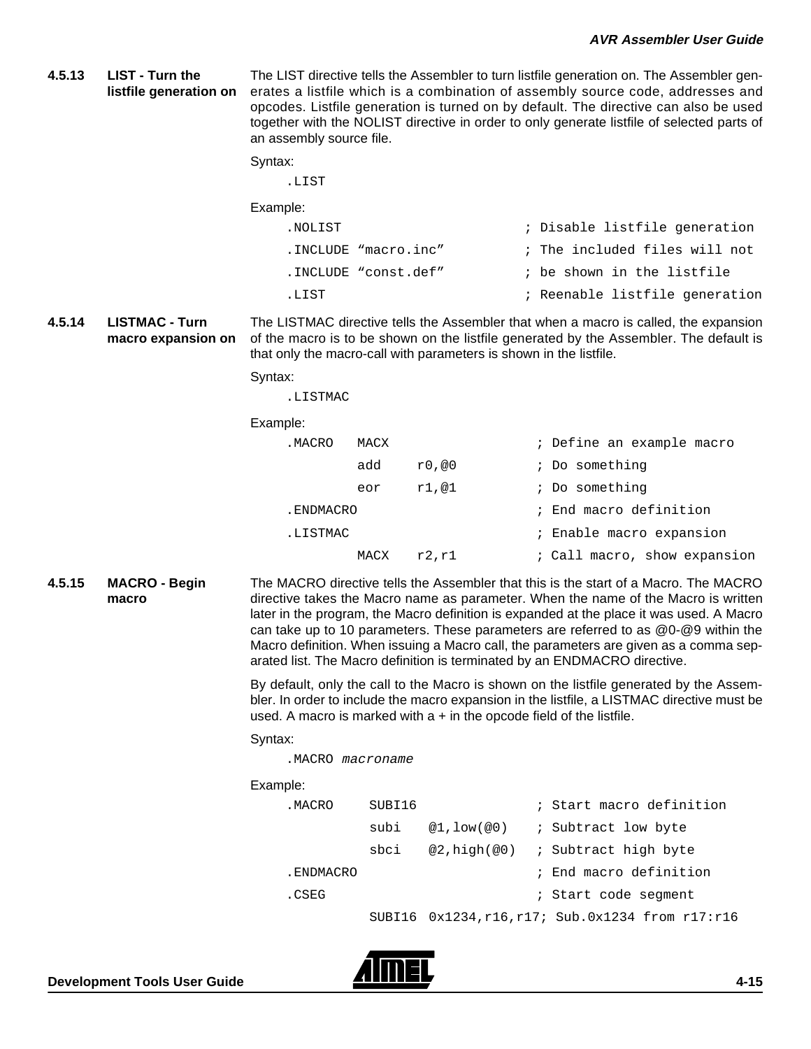#### 4.5.13 LIST - Turn the listfile generation on

The LIST directive tells the Assembler to turn listfile generation on. The Assembler generates a listfile which is a combination of assembly source code, addresses and opcodes. Listfile generation is turned on by default. The directive can also be used together with the NOLIST directive in order to only generate listfile of selected parts of an assembly source file.

Syntax:

```
.LIST
```

Example:

```
.NOLIST                        ; Disable listfile generation
.INCLUDE “macro.inc”           ; The included files will not
.INCLUDE “const.def”           ; be shown in the listfile
.LIST                          ; Reenable listfile generation
```

#### 4.5.14 LISTMAC - Turn macro expansion on

The LISTMAC directive tells the Assembler that when a macro is called, the expansion of the macro is to be shown on the listfile generated by the Assembler. The default is that only the macro-call with parameters is shown in the listfile.

Syntax:

```
.LISTMAC
```

Example:

```
.MACRO   MACX                   ; Define an example macro
         add    r0,@0           ; Do something
         eor    r1,@1           ; Do something
.ENDMACRO                       ; End macro definition
.LISTMAC                        ; Enable macro expansion
         MACX   r2,r1           ; Call macro, show expansion
```

#### 4.5.15 MACRO - Begin macro

The MACRO directive tells the Assembler that this is the start of a Macro. The MACRO directive takes the Macro name as parameter. When the name of the Macro is written later in the program, the Macro definition is expanded at the place it was used. A Macro can take up to 10 parameters. These parameters are referred to as @0-@9 within the Macro definition. When issuing a Macro call, the parameters are given as a comma separated list. The Macro definition is terminated by an ENDMACRO directive.

By default, only the call to the Macro is shown on the listfile generated by the Assembler. In order to include the macro expansion in the listfile, a LISTMAC directive must be used. A macro is marked with a + in the opcode field of the listfile.

Syntax:

```
.MACRO macroname
```

Example:

```
.MACRO     SUBI16               ; Start macro definition
           subi   @1,low(@0)    ; Subtract low byte
           sbci   @2,high(@0)   ; Subtract high byte
.ENDMACRO                       ; End macro definition
.CSEG                           ; Start code segment
           SUBI16  0x1234,r16,r17; Sub.0x1234 from r17:r16
```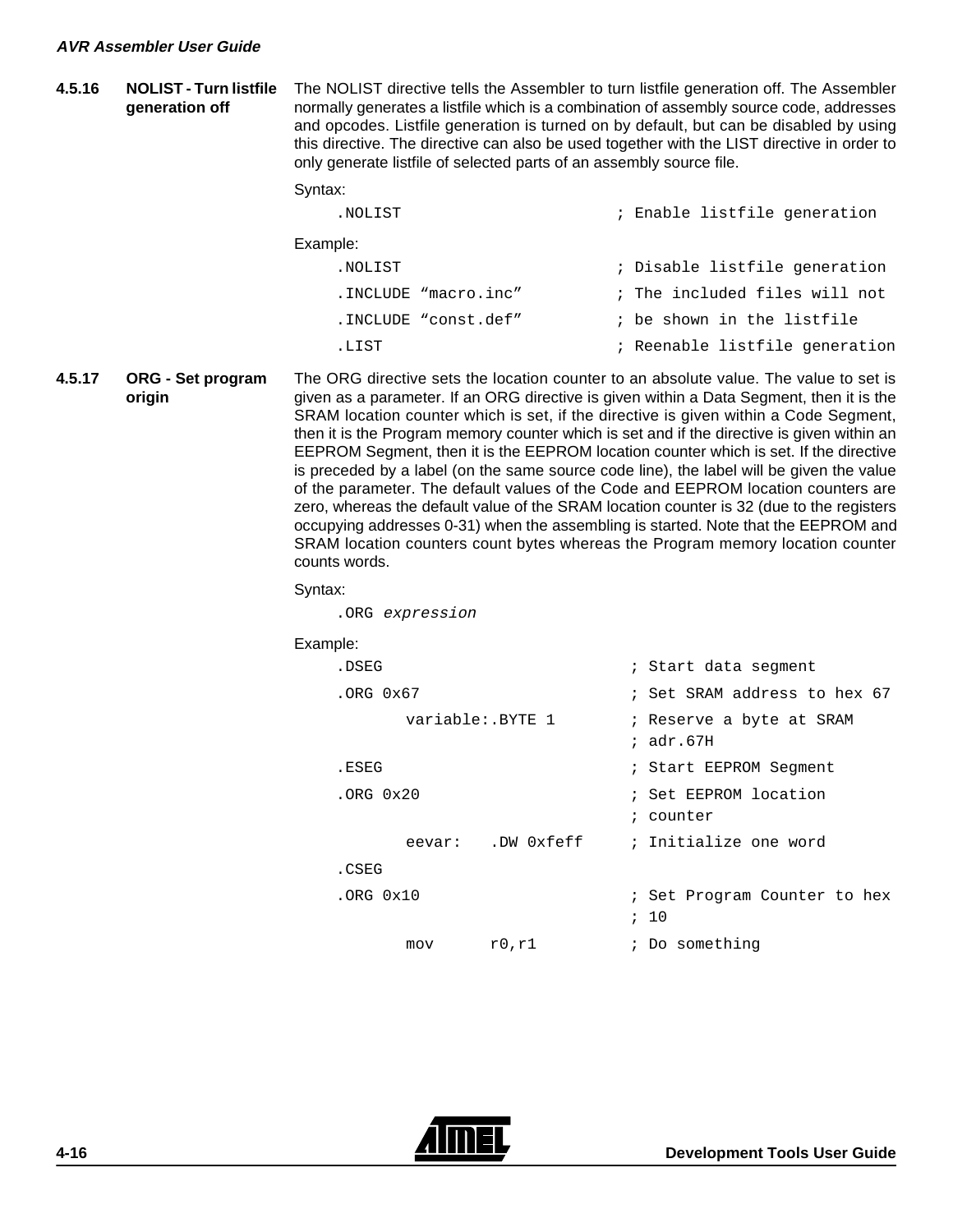### 4.5.16 NOLIST - Turn listfile generation off

The NOLIST directive tells the Assembler to turn listfile generation off. The Assembler normally generates a listfile which is a combination of assembly source code, addresses and opcodes. Listfile generation is turned on by default, but can be disabled by using this directive. The directive can also be used together with the LIST directive in order to only generate listfile of selected parts of an assembly source file.

Syntax:

```
.NOLIST                       ; Enable listfile generation
```

Example:

```
.NOLIST                       ; Disable listfile generation
.INCLUDE “macro.inc”          ; The included files will not
.INCLUDE “const.def”          ; be shown in the listfile
.LIST                         ; Reenable listfile generation
```

### 4.5.17 ORG - Set program origin

The ORG directive sets the location counter to an absolute value. The value to set is given as a parameter. If an ORG directive is given within a Data Segment, then it is the SRAM location counter which is set, if the directive is given within a Code Segment, then it is the Program memory counter which is set and if the directive is given within an EEPROM Segment, then it is the EEPROM location counter which is set. If the directive is preceded by a label (on the same source code line), the label will be given the value of the parameter. The default values of the Code and EEPROM location counters are zero, whereas the default value of the SRAM location counter is 32 (due to the registers occupying addresses 0-31) when the assembling is started. Note that the EEPROM and SRAM location counters count bytes whereas the Program memory location counter counts words.

Syntax:

```
.ORG expression
```

Example:

```
.DSEG                          ; Start data segment
.ORG 0x67                      ; Set SRAM address to hex 67
       variable:.BYTE 1        ; Reserve a byte at SRAM
                               ; adr.67H
.ESEG                          ; Start EEPROM Segment
.ORG 0x20                      ; Set EEPROM location
                               ; counter
       eevar:   .DW 0xfeff     ; Initialize one word
.CSEG
.ORG 0x10                      ; Set Program Counter to hex
                               ; 10
       mov      r0,r1          ; Do something
```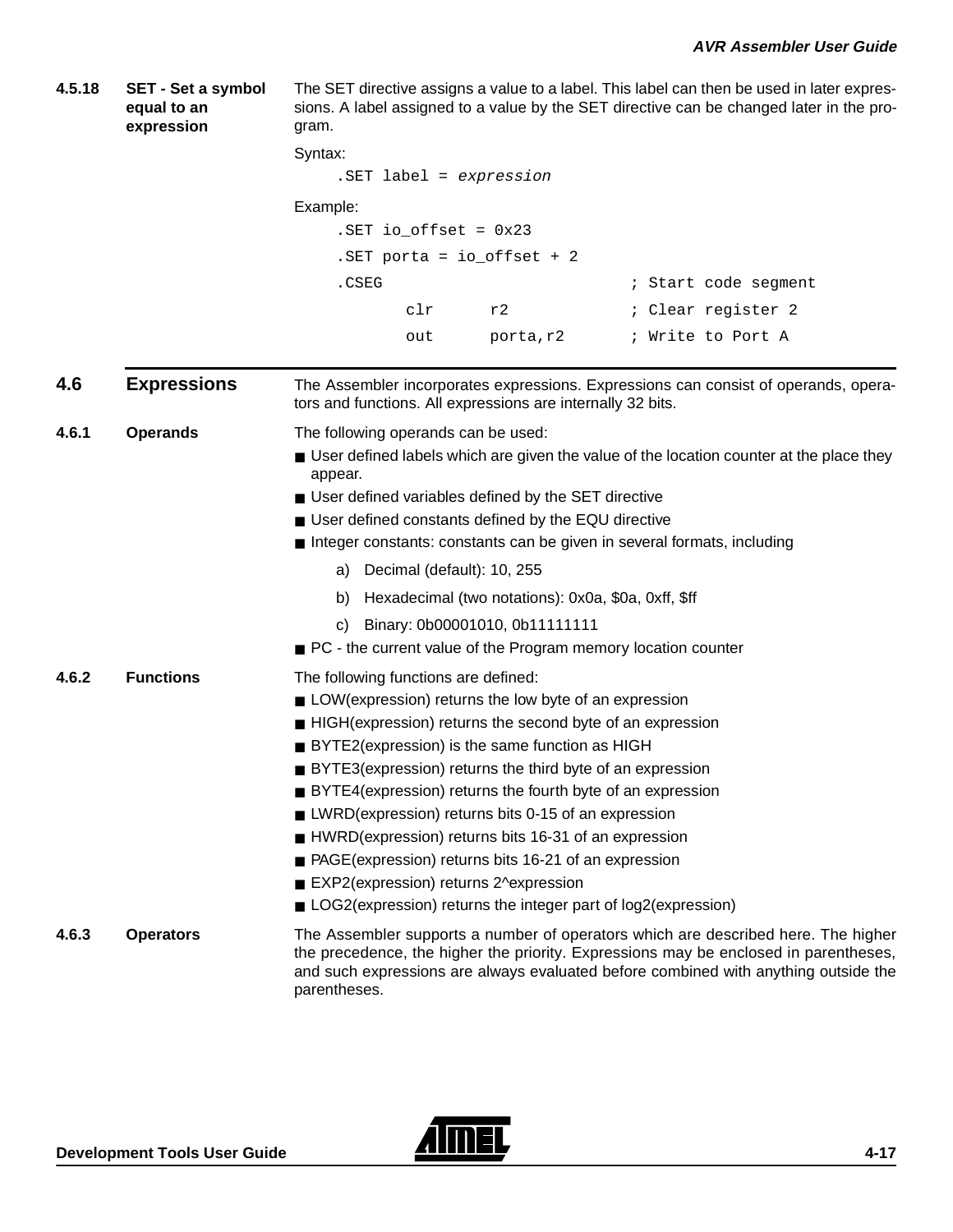#### 4.5.18 SET - Set a symbol equal to an expression

The SET directive assigns a value to a label. This label can then be used in later expressions. A label assigned to a value by the SET directive can be changed later in the program.

Syntax:

```
.SET label = expression
```

Example:

```
.SET io_offset = 0x23
.SET porta = io_offset + 2
.CSEG                          ; Start code segment
        clr      r2            ; Clear register 2
        out      porta,r2      ; Write to Port A
```

## 4.6 Expressions

The Assembler incorporates expressions. Expressions can consist of operands, operators and functions. All expressions are internally 32 bits.

### 4.6.1 Operands

The following operands can be used:

- User defined labels which are given the value of the location counter at the place they appear.
- User defined variables defined by the SET directive
- User defined constants defined by the EQU directive
- Integer constants: constants can be given in several formats, including
  - a) Decimal (default): 10, 255
  - b) Hexadecimal (two notations): 0x0a, $0a, 0xff, $ff
  - c) Binary: 0b00001010, 0b11111111
- PC - the current value of the Program memory location counter

### 4.6.2 Functions

The following functions are defined:

- LOW(expression) returns the low byte of an expression
- HIGH(expression) returns the second byte of an expression
- BYTE2(expression) is the same function as HIGH
- BYTE3(expression) returns the third byte of an expression
- BYTE4(expression) returns the fourth byte of an expression
- LWRD(expression) returns bits 0-15 of an expression
- HWRD(expression) returns bits 16-31 of an expression
- PAGE(expression) returns bits 16-21 of an expression
- EXP2(expression) returns 2^expression
- LOG2(expression) returns the integer part of log2(expression)

### 4.6.3 Operators

The Assembler supports a number of operators which are described here. The higher the precedence, the higher the priority. Expressions may be enclosed in parentheses, and such expressions are always evaluated before combined with anything outside the parentheses.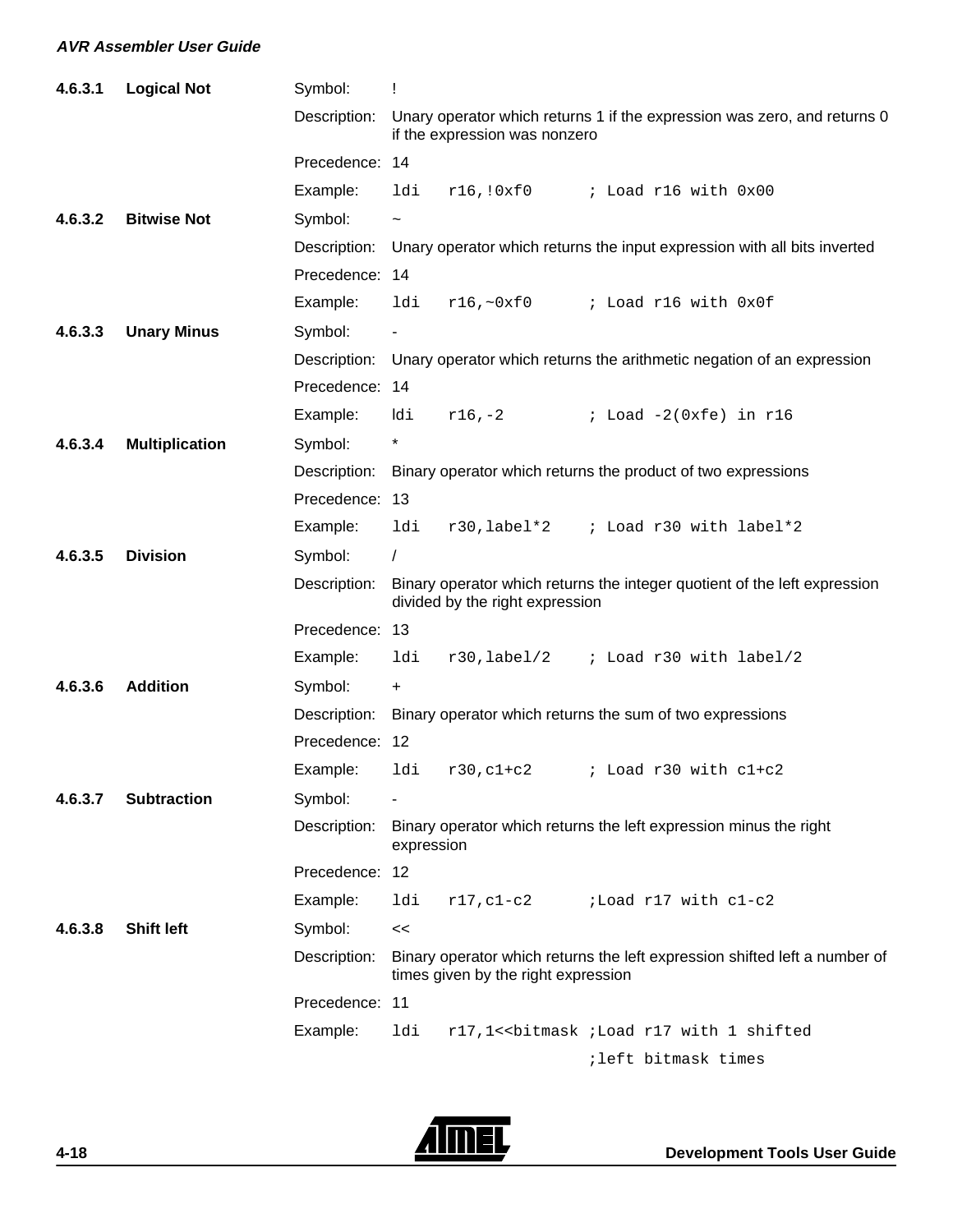#### 4.6.3.1 Logical Not

Symbol: !

Description: Unary operator which returns 1 if the expression was zero, and returns 0 if the expression was nonzero

Precedence: 14

Example:
```
ldi   r16,!0xf0      ; Load r16 with 0x00
```

#### 4.6.3.2 Bitwise Not

Symbol: ~

Description: Unary operator which returns the input expression with all bits inverted

Precedence: 14

Example:
```
ldi   r16,~0xf0      ; Load r16 with 0x0f
```

#### 4.6.3.3 Unary Minus

Symbol: -

Description: Unary operator which returns the arithmetic negation of an expression

Precedence: 14

Example:
```
ldi   r16,-2         ; Load -2(0xfe) in r16
```

#### 4.6.3.4 Multiplication

Symbol: *

Description: Binary operator which returns the product of two expressions

Precedence: 13

Example:
```
ldi   r30,label*2    ; Load r30 with label*2
```

#### 4.6.3.5 Division

Symbol: /

Description: Binary operator which returns the integer quotient of the left expression divided by the right expression

Precedence: 13

Example:
```
ldi   r30,label/2    ; Load r30 with label/2
```

#### 4.6.3.6 Addition

Symbol: +

Description: Binary operator which returns the sum of two expressions

Precedence: 12

Example:
```
ldi   r30,c1+c2      ; Load r30 with c1+c2
```

#### 4.6.3.7 Subtraction

Symbol: -

Description: Binary operator which returns the left expression minus the right expression

Precedence: 12

Example:
```
ldi   r17,c1-c2      ;Load r17 with c1-c2
```

#### 4.6.3.8 Shift left

Symbol: <<

Description: Binary operator which returns the left expression shifted left a number of times given by the right expression

Precedence: 11

Example:
```
ldi   r17,1<<bitmask ;Load r17 with 1 shifted
                     ;left bitmask times
```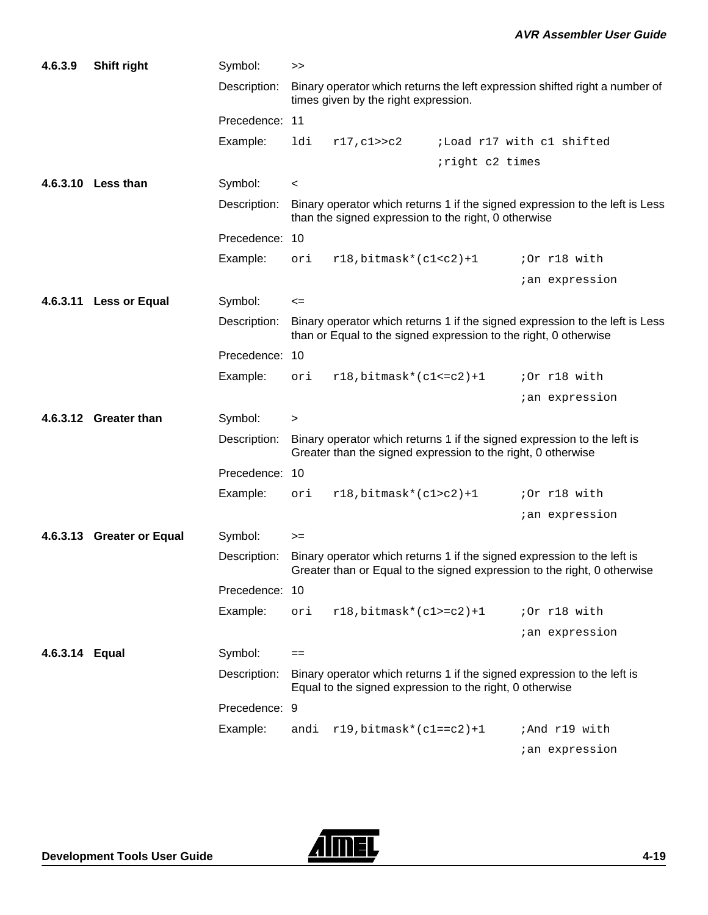#### 4.6.3.9 Shift right

Symbol: >>

Description: Binary operator which returns the left expression shifted right a number of times given by the right expression.

Precedence: 11

Example:
```
ldi   r17,c1>>c2      ;Load r17 with c1 shifted
                      ;right c2 times
```

#### 4.6.3.10 Less than

Symbol: <

Description: Binary operator which returns 1 if the signed expression to the left is Less than the signed expression to the right, 0 otherwise

Precedence: 10

Example:
```
ori   r18,bitmask*(c1<c2)+1      ;Or r18 with
                                 ;an expression
```

#### 4.6.3.11 Less or Equal

Symbol: <=

Description: Binary operator which returns 1 if the signed expression to the left is Less than or Equal to the signed expression to the right, 0 otherwise

Precedence: 10

Example:
```
ori   r18,bitmask*(c1<=c2)+1     ;Or r18 with
                                 ;an expression
```

#### 4.6.3.12 Greater than

Symbol: >

Description: Binary operator which returns 1 if the signed expression to the left is Greater than the signed expression to the right, 0 otherwise

Precedence: 10

Example:
```
ori   r18,bitmask*(c1>c2)+1      ;Or r18 with
                                 ;an expression
```

#### 4.6.3.13 Greater or Equal

Symbol: >=

Description: Binary operator which returns 1 if the signed expression to the left is Greater than or Equal to the signed expression to the right, 0 otherwise

Precedence: 10

Example:
```
ori   r18,bitmask*(c1>=c2)+1     ;Or r18 with
                                 ;an expression
```

#### 4.6.3.14 Equal

Symbol: ==

Description: Binary operator which returns 1 if the signed expression to the left is Equal to the signed expression to the right, 0 otherwise

Precedence: 9

Example:
```
andi  r19,bitmask*(c1==c2)+1     ;And r19 with
                                 ;an expression
```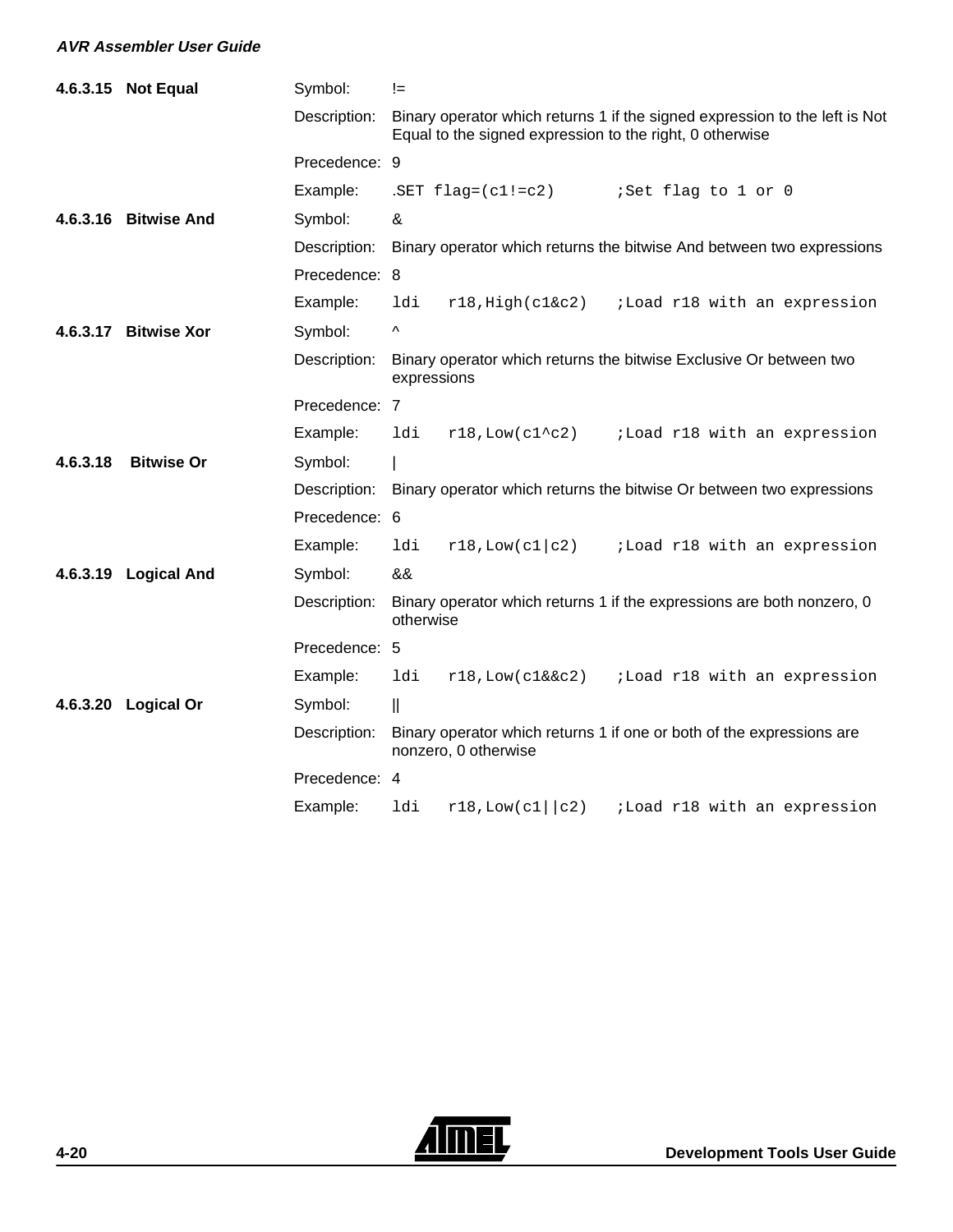#### 4.6.3.15 Not Equal

Symbol: !=

Description: Binary operator which returns 1 if the signed expression to the left is Not Equal to the signed expression to the right, 0 otherwise

Precedence: 9

Example:
```
.SET flag=(c1!=c2)      ;Set flag to 1 or 0
```

#### 4.6.3.16 Bitwise And

Symbol: &

Description: Binary operator which returns the bitwise And between two expressions

Precedence: 8

Example:
```
ldi   r18,High(c1&c2)   ;Load r18 with an expression
```

#### 4.6.3.17 Bitwise Xor

Symbol: ^

Description: Binary operator which returns the bitwise Exclusive Or between two expressions

Precedence: 7

Example:
```
ldi   r18,Low(c1^c2)    ;Load r18 with an expression
```

#### 4.6.3.18 Bitwise Or

Symbol: |

Description: Binary operator which returns the bitwise Or between two expressions

Precedence: 6

Example:
```
ldi   r18,Low(c1|c2)    ;Load r18 with an expression
```

#### 4.6.3.19 Logical And

Symbol: &&

Description: Binary operator which returns 1 if the expressions are both nonzero, 0 otherwise

Precedence: 5

Example:
```
ldi   r18,Low(c1&&c2)   ;Load r18 with an expression
```

#### 4.6.3.20 Logical Or

Symbol: ||

Description: Binary operator which returns 1 if one or both of the expressions are nonzero, 0 otherwise

Precedence: 4

Example:
```
ldi   r18,Low(c1||c2)   ;Load r18 with an expression
```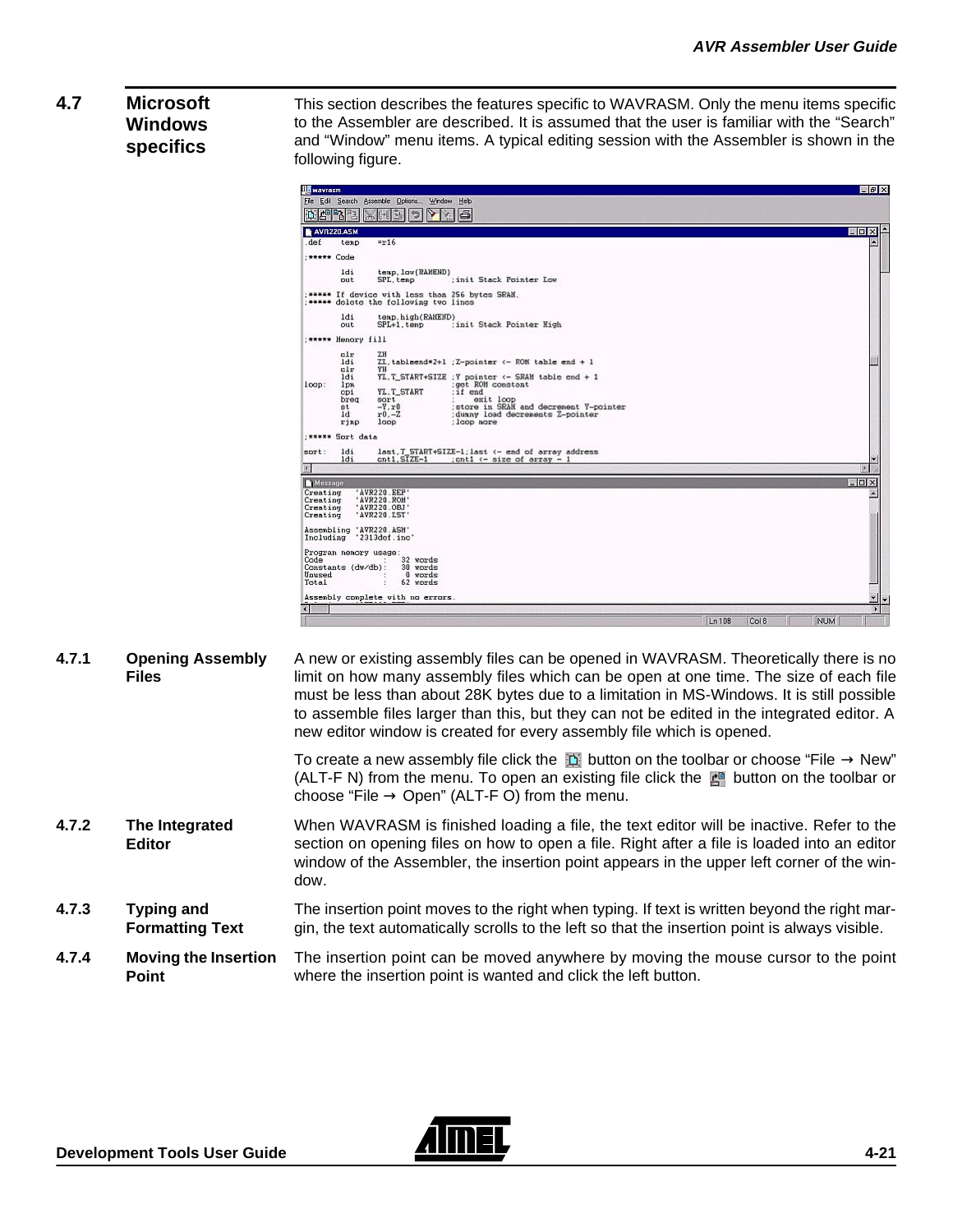## 4.7 Microsoft Windows specifics

This section describes the features specific to WAVRASM. Only the menu items specific to the Assembler are described. It is assumed that the user is familiar with the "Search" and "Window" menu items. A typical editing session with the Assembler is shown in the following figure.

### 4.7.1 Opening Assembly Files

A new or existing assembly files can be opened in WAVRASM. Theoretically there is no limit on how many assembly files which can be open at one time. The size of each file must be less than about 28K bytes due to a limitation in MS-Windows. It is still possible to assemble files larger than this, but they can not be edited in the integrated editor. A new editor window is created for every assembly file which is opened.

To create a new assembly file click the button on the toolbar or choose "File → New" (ALT-F N) from the menu. To open an existing file click the button on the toolbar or choose "File → Open" (ALT-F O) from the menu.

### 4.7.2 The Integrated Editor

When WAVRASM is finished loading a file, the text editor will be inactive. Refer to the section on opening files on how to open a file. Right after a file is loaded into an editor window of the Assembler, the insertion point appears in the upper left corner of the window.

### 4.7.3 Typing and Formatting Text

The insertion point moves to the right when typing. If text is written beyond the right margin, the text automatically scrolls to the left so that the insertion point is always visible.

### 4.7.4 Moving the Insertion Point

The insertion point can be moved anywhere by moving the mouse cursor to the point where the insertion point is wanted and click the left button.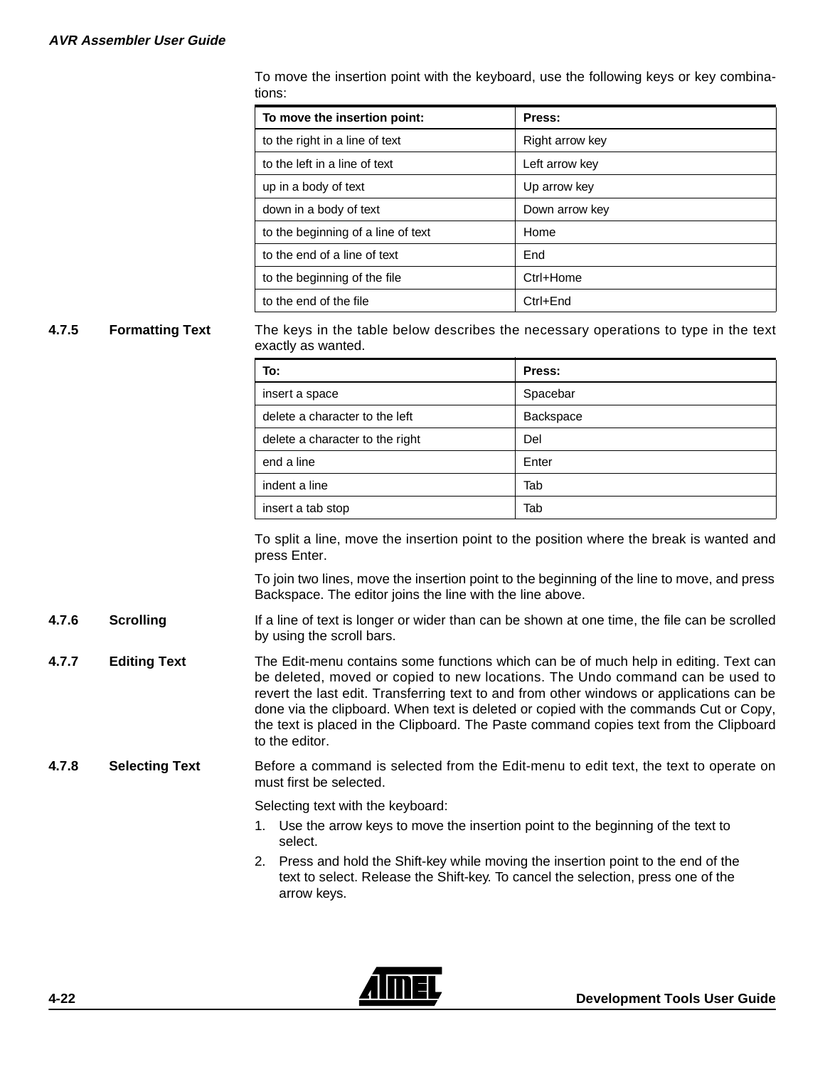To move the insertion point with the keyboard, use the following keys or key combinations:

| To move the insertion point: | Press: |
|---|---|
| to the right in a line of text | Right arrow key |
| to the left in a line of text | Left arrow key |
| up in a body of text | Up arrow key |
| down in a body of text | Down arrow key |
| to the beginning of a line of text | Home |
| to the end of a line of text | End |
| to the beginning of the file | Ctrl+Home |
| to the end of the file | Ctrl+End |

### 4.7.5 Formatting Text

The keys in the table below describes the necessary operations to type in the text exactly as wanted.

| To: | Press: |
|---|---|
| insert a space | Spacebar |
| delete a character to the left | Backspace |
| delete a character to the right | Del |
| end a line | Enter |
| indent a line | Tab |
| insert a tab stop | Tab |

To split a line, move the insertion point to the position where the break is wanted and press Enter.

To join two lines, move the insertion point to the beginning of the line to move, and press Backspace. The editor joins the line with the line above.

### 4.7.6 Scrolling

If a line of text is longer or wider than can be shown at one time, the file can be scrolled by using the scroll bars.

### 4.7.7 Editing Text

The Edit-menu contains some functions which can be of much help in editing. Text can be deleted, moved or copied to new locations. The Undo command can be used to revert the last edit. Transferring text to and from other windows or applications can be done via the clipboard. When text is deleted or copied with the commands Cut or Copy, the text is placed in the Clipboard. The Paste command copies text from the Clipboard to the editor.

### 4.7.8 Selecting Text

Before a command is selected from the Edit-menu to edit text, the text to operate on must first be selected.

Selecting text with the keyboard:

1. Use the arrow keys to move the insertion point to the beginning of the text to select.
2. Press and hold the Shift-key while moving the insertion point to the end of the text to select. Release the Shift-key. To cancel the selection, press one of the arrow keys.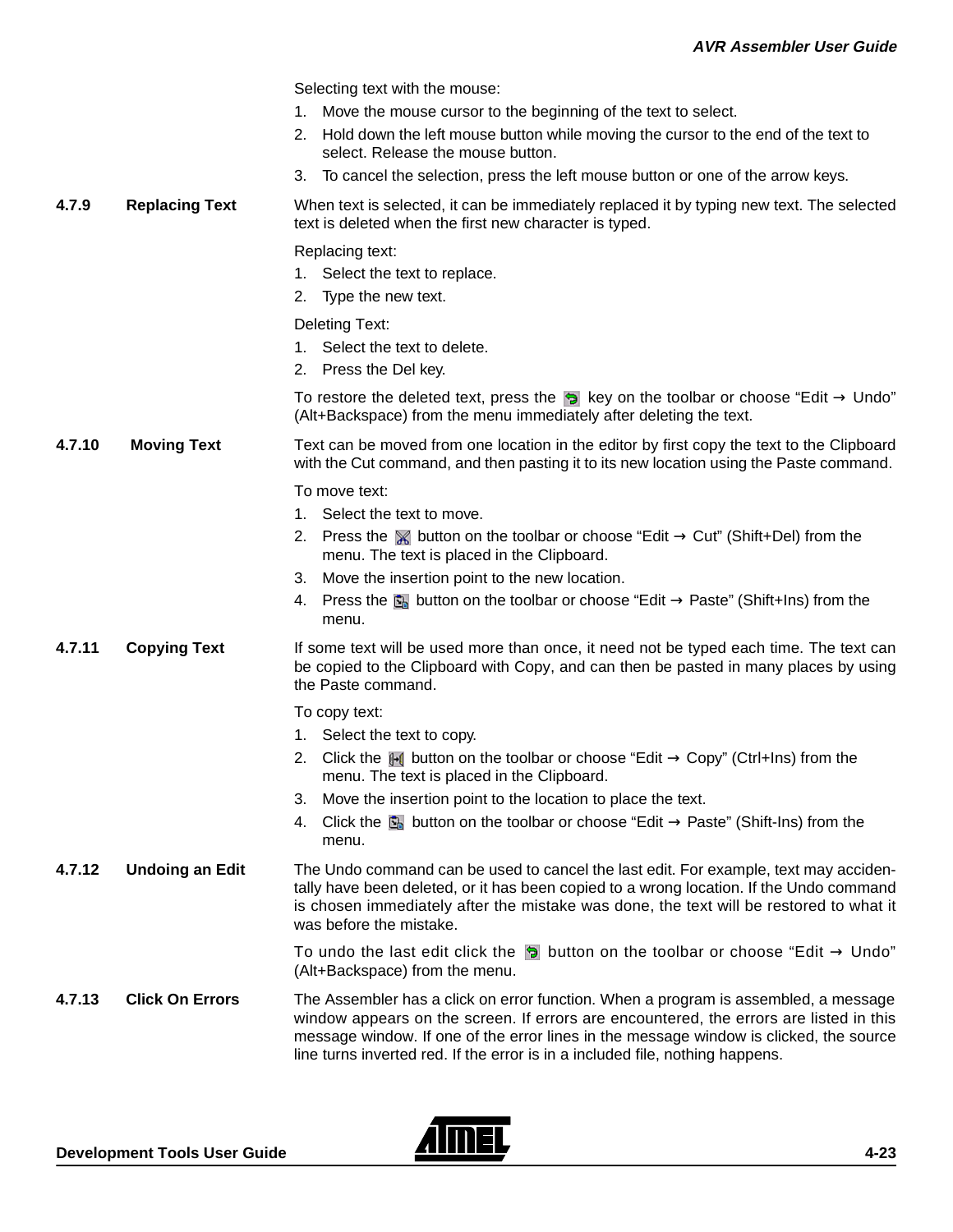Selecting text with the mouse:

1. Move the mouse cursor to the beginning of the text to select.
2. Hold down the left mouse button while moving the cursor to the end of the text to select. Release the mouse button.
3. To cancel the selection, press the left mouse button or one of the arrow keys.

### 4.7.9 Replacing Text

When text is selected, it can be immediately replaced it by typing new text. The selected text is deleted when the first new character is typed.

Replacing text:

1. Select the text to replace.
2. Type the new text.

Deleting Text:

1. Select the text to delete.
2. Press the Del key.

To restore the deleted text, press the key on the toolbar or choose “Edit → Undo” (Alt+Backspace) from the menu immediately after deleting the text.

### 4.7.10 Moving Text

Text can be moved from one location in the editor by first copy the text to the Clipboard with the Cut command, and then pasting it to its new location using the Paste command.

To move text:

1. Select the text to move.
2. Press the button on the toolbar or choose “Edit → Cut” (Shift+Del) from the menu. The text is placed in the Clipboard.
3. Move the insertion point to the new location.
4. Press the button on the toolbar or choose “Edit → Paste” (Shift+Ins) from the menu.

### 4.7.11 Copying Text

If some text will be used more than once, it need not be typed each time. The text can be copied to the Clipboard with Copy, and can then be pasted in many places by using the Paste command.

To copy text:

1. Select the text to copy.
2. Click the button on the toolbar or choose “Edit → Copy” (Ctrl+Ins) from the menu. The text is placed in the Clipboard.
3. Move the insertion point to the location to place the text.
4. Click the button on the toolbar or choose “Edit → Paste” (Shift-Ins) from the menu.

### 4.7.12 Undoing an Edit

The Undo command can be used to cancel the last edit. For example, text may accidentally have been deleted, or it has been copied to a wrong location. If the Undo command is chosen immediately after the mistake was done, the text will be restored to what it was before the mistake.

To undo the last edit click the button on the toolbar or choose “Edit → Undo” (Alt+Backspace) from the menu.

### 4.7.13 Click On Errors

The Assembler has a click on error function. When a program is assembled, a message window appears on the screen. If errors are encountered, the errors are listed in this message window. If one of the error lines in the message window is clicked, the source line turns inverted red. If the error is in a included file, nothing happens.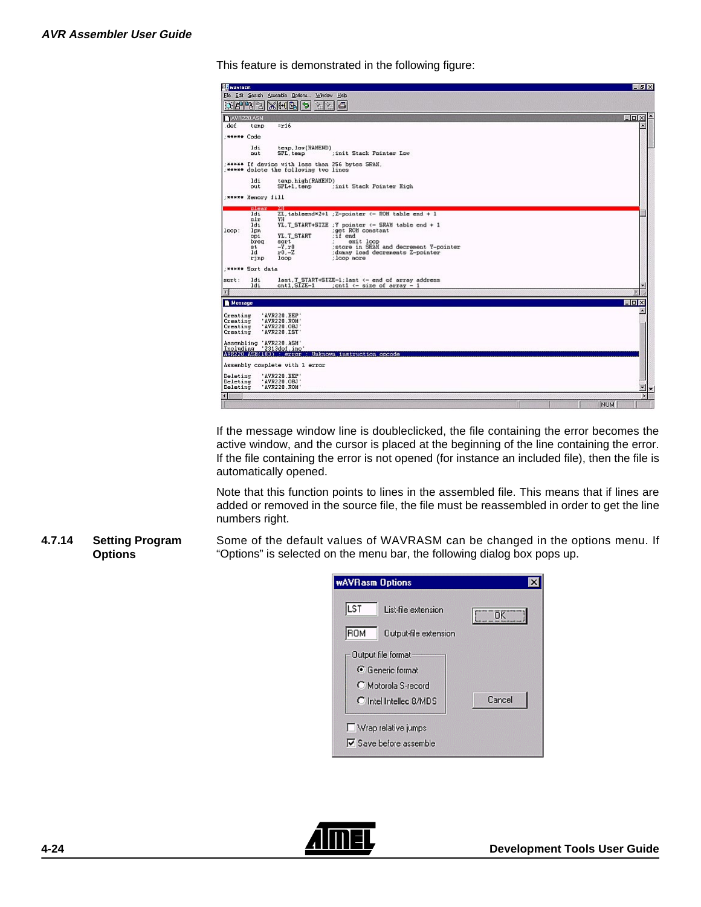This feature is demonstrated in the following figure:

If the message window line is doubleclicked, the file containing the error becomes the active window, and the cursor is placed at the beginning of the line containing the error. If the file containing the error is not opened (for instance an included file), then the file is automatically opened.

Note that this function points to lines in the assembled file. This means that if lines are added or removed in the source file, the file must be reassembled in order to get the line numbers right.

### 4.7.14 Setting Program Options

Some of the default values of WAVRASM can be changed in the options menu. If "Options" is selected on the menu bar, the following dialog box pops up.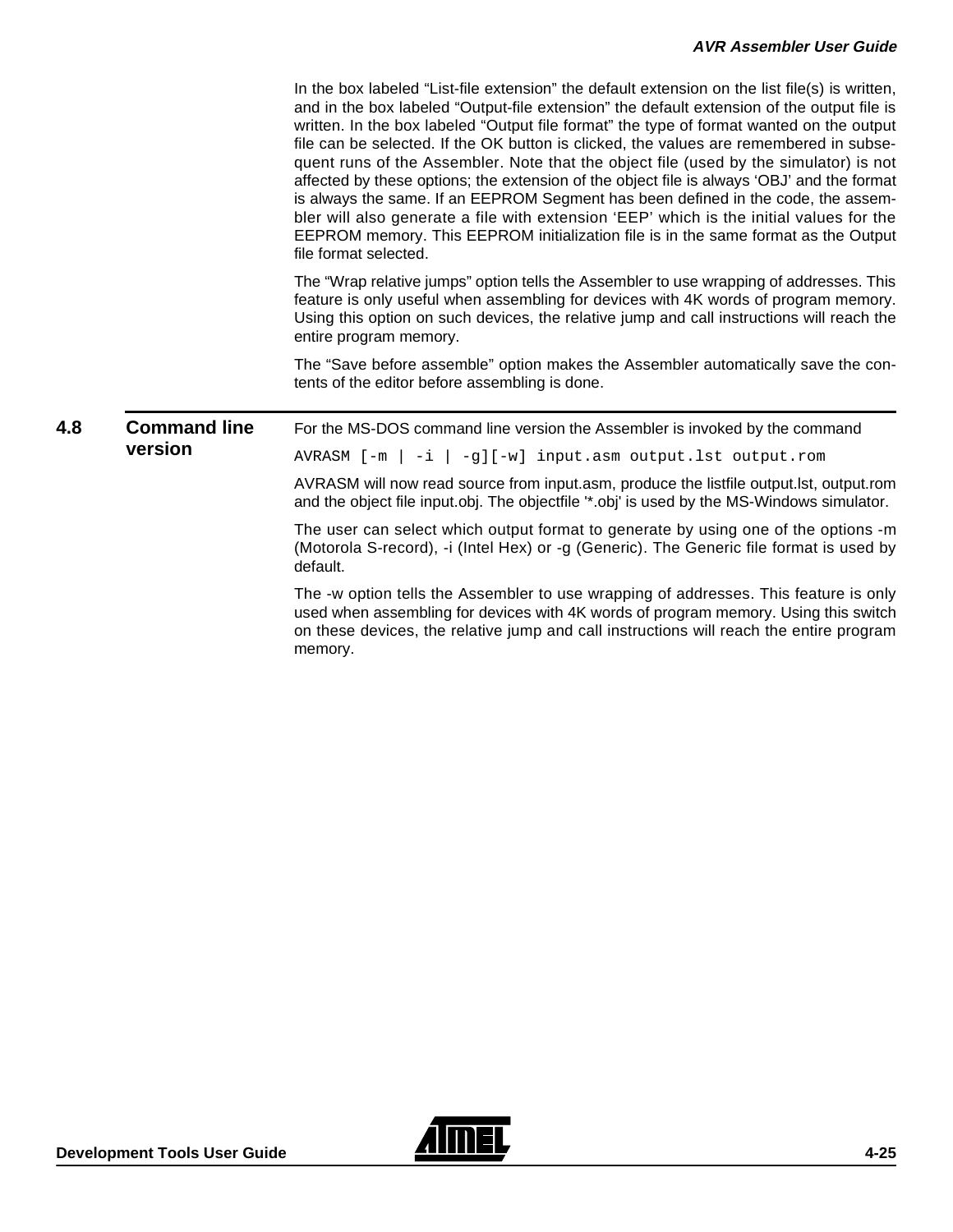In the box labeled “List-file extension” the default extension on the list file(s) is written, and in the box labeled “Output-file extension” the default extension of the output file is written. In the box labeled “Output file format” the type of format wanted on the output file can be selected. If the OK button is clicked, the values are remembered in subsequent runs of the Assembler. Note that the object file (used by the simulator) is not affected by these options; the extension of the object file is always ‘OBJ’ and the format is always the same. If an EEPROM Segment has been defined in the code, the assembler will also generate a file with extension ‘EEP’ which is the initial values for the EEPROM memory. This EEPROM initialization file is in the same format as the Output file format selected.

The “Wrap relative jumps” option tells the Assembler to use wrapping of addresses. This feature is only useful when assembling for devices with 4K words of program memory. Using this option on such devices, the relative jump and call instructions will reach the entire program memory.

The “Save before assemble” option makes the Assembler automatically save the contents of the editor before assembling is done.

## 4.8 Command line version

For the MS-DOS command line version the Assembler is invoked by the command

```
AVRASM [-m | -i | -g][-w] input.asm output.lst output.rom
```

AVRASM will now read source from input.asm, produce the listfile output.lst, output.rom and the object file input.obj. The objectfile '*.obj' is used by the MS-Windows simulator.

The user can select which output format to generate by using one of the options -m (Motorola S-record), -i (Intel Hex) or -g (Generic). The Generic file format is used by default.

The -w option tells the Assembler to use wrapping of addresses. This feature is only used when assembling for devices with 4K words of program memory. Using this switch on these devices, the relative jump and call instructions will reach the entire program memory.